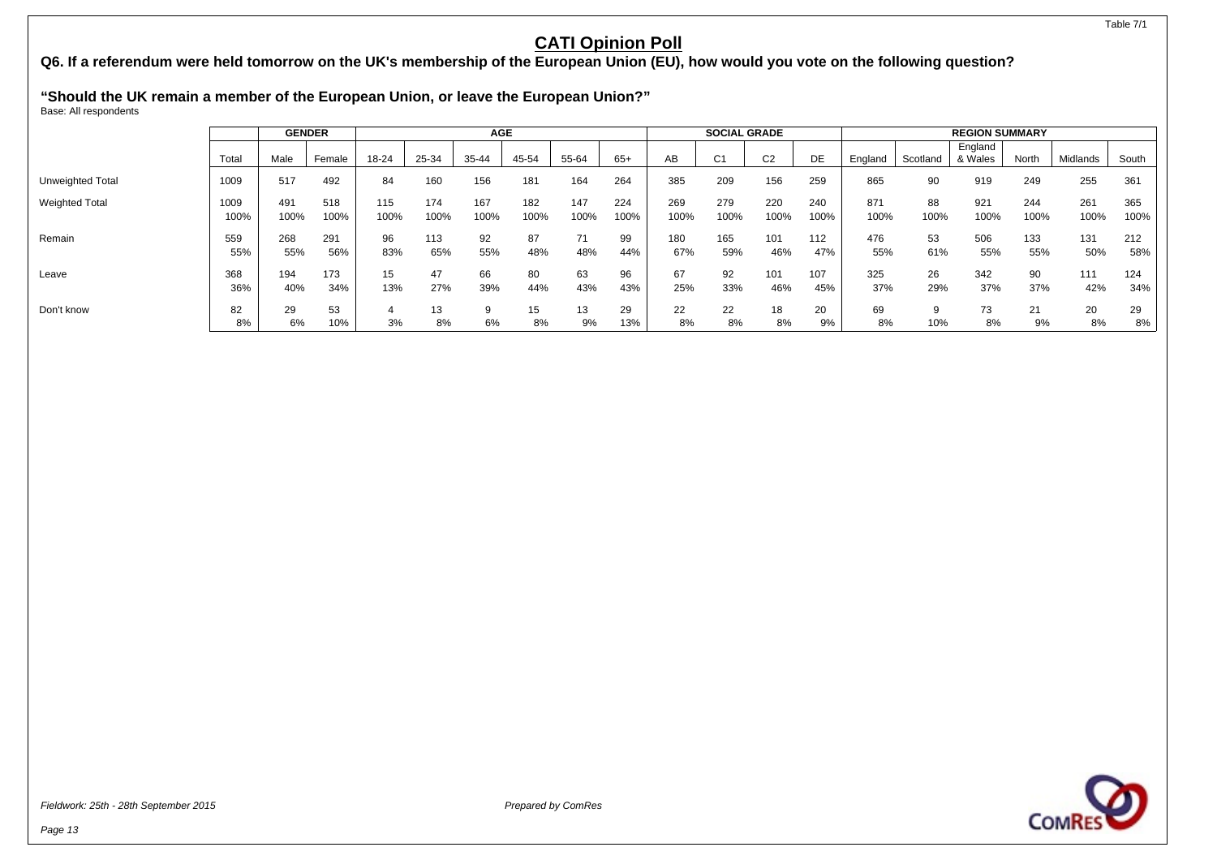Table 7/1

# CATI Opinion Poll

## Q6. If a referendum were held tomorrow on the UK's membership of the European Union (EU), how would you vote on the following question?

### "Should the UK remain a member of the European Union, or leave the European Union?"

Base: All respondents

| | | GENDER | | AGE | | | | | | SOCIAL GRADE | | | | REGION SUMMARY | | | | | |
|---|---|---|---|---|---|---|---|---|---|---|---|---|---|---|---|---|---|---|---|
| | Total | Male | Female | 18-24 | 25-34 | 35-44 | 45-54 | 55-64 | 65+ | AB | C1 | C2 | DE | England | Scotland | England & Wales | North | Midlands | South |
| Unweighted Total | 1009 | 517 | 492 | 84 | 160 | 156 | 181 | 164 | 264 | 385 | 209 | 156 | 259 | 865 | 90 | 919 | 249 | 255 | 361 |
| Weighted Total | 1009 | 491 | 518 | 115 | 174 | 167 | 182 | 147 | 224 | 269 | 279 | 220 | 240 | 871 | 88 | 921 | 244 | 261 | 365 |
| | 100% | 100% | 100% | 100% | 100% | 100% | 100% | 100% | 100% | 100% | 100% | 100% | 100% | 100% | 100% | 100% | 100% | 100% | 100% |
| Remain | 559 | 268 | 291 | 96 | 113 | 92 | 87 | 71 | 99 | 180 | 165 | 101 | 112 | 476 | 53 | 506 | 133 | 131 | 212 |
| | 55% | 55% | 56% | 83% | 65% | 55% | 48% | 48% | 44% | 67% | 59% | 46% | 47% | 55% | 61% | 55% | 55% | 50% | 58% |
| Leave | 368 | 194 | 173 | 15 | 47 | 66 | 80 | 63 | 96 | 67 | 92 | 101 | 107 | 325 | 26 | 342 | 90 | 111 | 124 |
| | 36% | 40% | 34% | 13% | 27% | 39% | 44% | 43% | 43% | 25% | 33% | 46% | 45% | 37% | 29% | 37% | 37% | 42% | 34% |
| Don't know | 82 | 29 | 53 | 4 | 13 | 9 | 15 | 13 | 29 | 22 | 22 | 18 | 20 | 69 | 9 | 73 | 21 | 20 | 29 |
| | 8% | 6% | 10% | 3% | 8% | 6% | 8% | 9% | 13% | 8% | 8% | 8% | 9% | 8% | 10% | 8% | 9% | 8% | 8% |

*Fieldwork: 25th - 28th September 2015*

*Prepared by ComRes*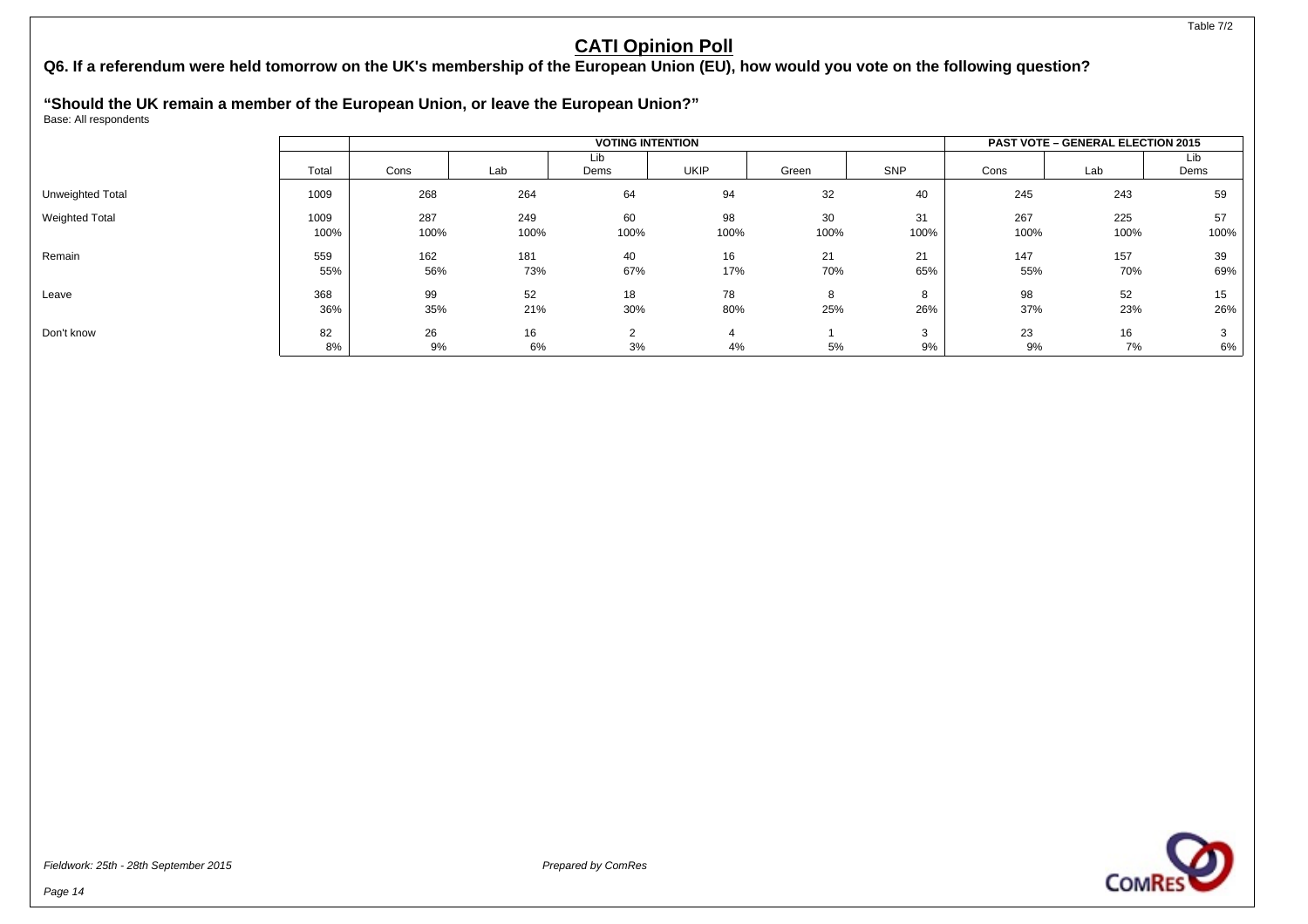# CATI Opinion Poll

## Q6. If a referendum were held tomorrow on the UK's membership of the European Union (EU), how would you vote on the following question?

### "Should the UK remain a member of the European Union, or leave the European Union?"

Base: All respondents

| | | VOTING INTENTION | | | | | | PAST VOTE – GENERAL ELECTION 2015 | | |
|---|---|---|---|---|---|---|---|---|---|---|
| | Total | Cons | Lab | Lib Dems | UKIP | Green | SNP | Cons | Lab | Lib Dems |
| Unweighted Total | 1009 | 268 | 264 | 64 | 94 | 32 | 40 | 245 | 243 | 59 |
| Weighted Total | 1009 | 287 | 249 | 60 | 98 | 30 | 31 | 267 | 225 | 57 |
| | 100% | 100% | 100% | 100% | 100% | 100% | 100% | 100% | 100% | 100% |
| Remain | 559 | 162 | 181 | 40 | 16 | 21 | 21 | 147 | 157 | 39 |
| | 55% | 56% | 73% | 67% | 17% | 70% | 65% | 55% | 70% | 69% |
| Leave | 368 | 99 | 52 | 18 | 78 | 8 | 8 | 98 | 52 | 15 |
| | 36% | 35% | 21% | 30% | 80% | 25% | 26% | 37% | 23% | 26% |
| Don't know | 82 | 26 | 16 | 2 | 4 | 1 | 3 | 23 | 16 | 3 |
| | 8% | 9% | 6% | 3% | 4% | 5% | 9% | 9% | 7% | 6% |

*Fieldwork: 25th - 28th September 2015*

*Prepared by ComRes*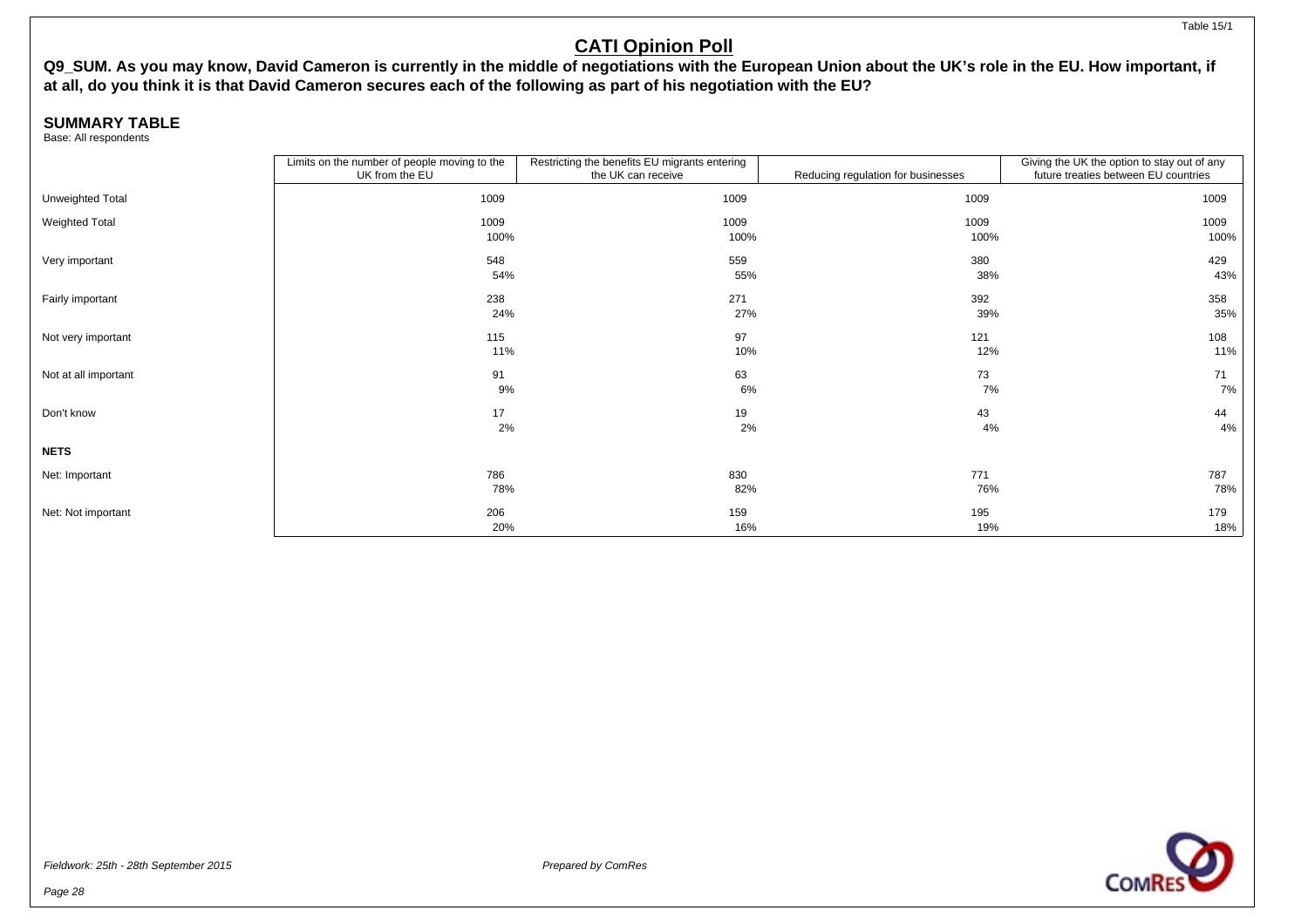# CATI Opinion Poll

**Q9_SUM. As you may know, David Cameron is currently in the middle of negotiations with the European Union about the UK's role in the EU. How important, if at all, do you think it is that David Cameron secures each of the following as part of his negotiation with the EU?**

## SUMMARY TABLE

Base: All respondents

| | Limits on the number of people moving to the UK from the EU | Restricting the benefits EU migrants entering the UK can receive | Reducing regulation for businesses | Giving the UK the option to stay out of any future treaties between EU countries |
|---|---|---|---|---|
| Unweighted Total | 1009 | 1009 | 1009 | 1009 |
| Weighted Total | 1009 | 1009 | 1009 | 1009 |
| | 100% | 100% | 100% | 100% |
| Very important | 548 | 559 | 380 | 429 |
| | 54% | 55% | 38% | 43% |
| Fairly important | 238 | 271 | 392 | 358 |
| | 24% | 27% | 39% | 35% |
| Not very important | 115 | 97 | 121 | 108 |
| | 11% | 10% | 12% | 11% |
| Not at all important | 91 | 63 | 73 | 71 |
| | 9% | 6% | 7% | 7% |
| Don't know | 17 | 19 | 43 | 44 |
| | 2% | 2% | 4% | 4% |
| **NETS** | | | | |
| Net: Important | 786 | 830 | 771 | 787 |
| | 78% | 82% | 76% | 78% |
| Net: Not important | 206 | 159 | 195 | 179 |
| | 20% | 16% | 19% | 18% |

*Fieldwork: 25th - 28th September 2015*

*Prepared by ComRes*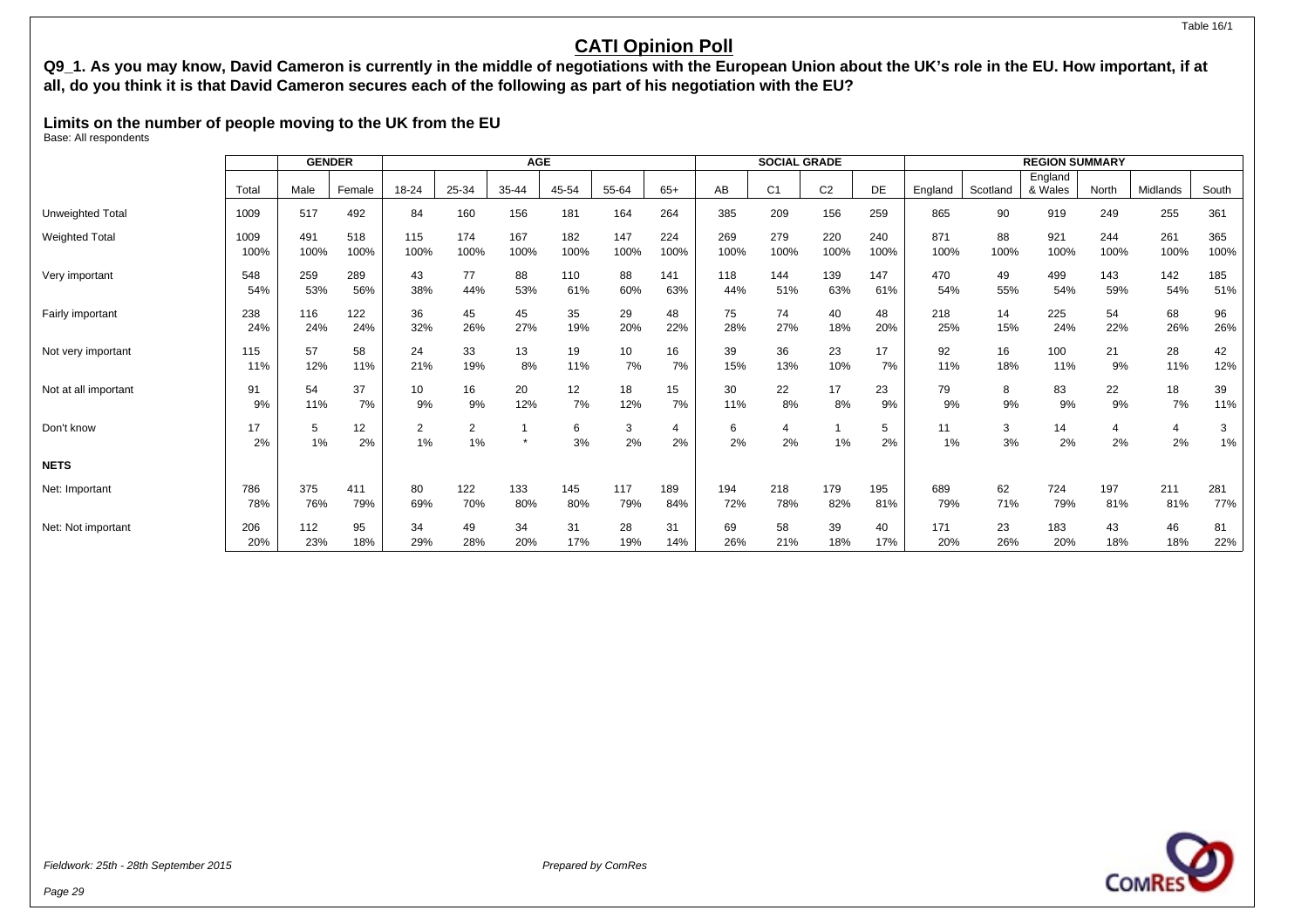Table 16/1

# CATI Opinion Poll

**Q9_1. As you may know, David Cameron is currently in the middle of negotiations with the European Union about the UK's role in the EU. How important, if at all, do you think it is that David Cameron secures each of the following as part of his negotiation with the EU?**

**Limits on the number of people moving to the UK from the EU**

Base: All respondents

| | | GENDER | | AGE | | | | | | SOCIAL GRADE | | | | REGION SUMMARY | | | | | |
|---|---|---|---|---|---|---|---|---|---|---|---|---|---|---|---|---|---|---|---|
| | Total | Male | Female | 18-24 | 25-34 | 35-44 | 45-54 | 55-64 | 65+ | AB | C1 | C2 | DE | England | Scotland | England & Wales | North | Midlands | South |
| Unweighted Total | 1009 | 517 | 492 | 84 | 160 | 156 | 181 | 164 | 264 | 385 | 209 | 156 | 259 | 865 | 90 | 919 | 249 | 255 | 361 |
| Weighted Total | 1009 | 491 | 518 | 115 | 174 | 167 | 182 | 147 | 224 | 269 | 279 | 220 | 240 | 871 | 88 | 921 | 244 | 261 | 365 |
| | 100% | 100% | 100% | 100% | 100% | 100% | 100% | 100% | 100% | 100% | 100% | 100% | 100% | 100% | 100% | 100% | 100% | 100% | 100% |
| Very important | 548 | 259 | 289 | 43 | 77 | 88 | 110 | 88 | 141 | 118 | 144 | 139 | 147 | 470 | 49 | 499 | 143 | 142 | 185 |
| | 54% | 53% | 56% | 38% | 44% | 53% | 61% | 60% | 63% | 44% | 51% | 63% | 61% | 54% | 55% | 54% | 59% | 54% | 51% |
| Fairly important | 238 | 116 | 122 | 36 | 45 | 45 | 35 | 29 | 48 | 75 | 74 | 40 | 48 | 218 | 14 | 225 | 54 | 68 | 96 |
| | 24% | 24% | 24% | 32% | 26% | 27% | 19% | 20% | 22% | 28% | 27% | 18% | 20% | 25% | 15% | 24% | 22% | 26% | 26% |
| Not very important | 115 | 57 | 58 | 24 | 33 | 13 | 19 | 10 | 16 | 39 | 36 | 23 | 17 | 92 | 16 | 100 | 21 | 28 | 42 |
| | 11% | 12% | 11% | 21% | 19% | 8% | 11% | 7% | 7% | 15% | 13% | 10% | 7% | 11% | 18% | 11% | 9% | 11% | 12% |
| Not at all important | 91 | 54 | 37 | 10 | 16 | 20 | 12 | 18 | 15 | 30 | 22 | 17 | 23 | 79 | 8 | 83 | 22 | 18 | 39 |
| | 9% | 11% | 7% | 9% | 9% | 12% | 7% | 12% | 7% | 11% | 8% | 8% | 9% | 9% | 9% | 9% | 9% | 7% | 11% |
| Don't know | 17 | 5 | 12 | 2 | 2 | 1 | 6 | 3 | 4 | 6 | 4 | 1 | 5 | 11 | 3 | 14 | 4 | 4 | 3 |
| | 2% | 1% | 2% | 1% | 1% | * | 3% | 2% | 2% | 2% | 2% | 1% | 2% | 1% | 3% | 2% | 2% | 2% | 1% |
| **NETS** | | | | | | | | | | | | | | | | | | | |
| Net: Important | 786 | 375 | 411 | 80 | 122 | 133 | 145 | 117 | 189 | 194 | 218 | 179 | 195 | 689 | 62 | 724 | 197 | 211 | 281 |
| | 78% | 76% | 79% | 69% | 70% | 80% | 80% | 79% | 84% | 72% | 78% | 82% | 81% | 79% | 71% | 79% | 81% | 81% | 77% |
| Net: Not important | 206 | 112 | 95 | 34 | 49 | 34 | 31 | 28 | 31 | 69 | 58 | 39 | 40 | 171 | 23 | 183 | 43 | 46 | 81 |
| | 20% | 23% | 18% | 29% | 28% | 20% | 17% | 19% | 14% | 26% | 21% | 18% | 17% | 20% | 26% | 20% | 18% | 18% | 22% |

*Fieldwork: 25th - 28th September 2015*

*Prepared by ComRes*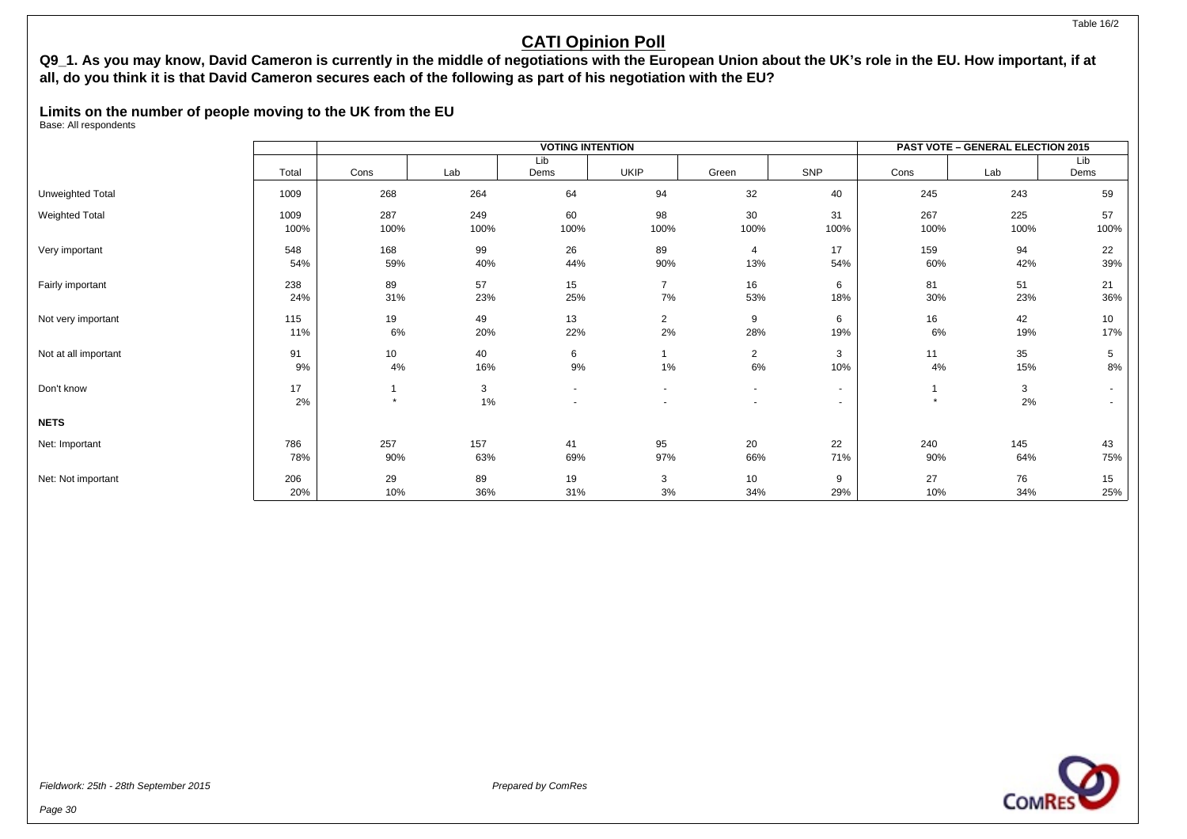# CATI Opinion Poll

**Q9_1. As you may know, David Cameron is currently in the middle of negotiations with the European Union about the UK's role in the EU. How important, if at all, do you think it is that David Cameron secures each of the following as part of his negotiation with the EU?**

**Limits on the number of people moving to the UK from the EU**

Base: All respondents

| | | VOTING INTENTION | | | | | | PAST VOTE – GENERAL ELECTION 2015 | | |
|---|---|---|---|---|---|---|---|---|---|---|
| | Total | Cons | Lab | Lib Dems | UKIP | Green | SNP | Cons | Lab | Lib Dems |
| Unweighted Total | 1009 | 268 | 264 | 64 | 94 | 32 | 40 | 245 | 243 | 59 |
| Weighted Total | 1009 | 287 | 249 | 60 | 98 | 30 | 31 | 267 | 225 | 57 |
| | 100% | 100% | 100% | 100% | 100% | 100% | 100% | 100% | 100% | 100% |
| Very important | 548 | 168 | 99 | 26 | 89 | 4 | 17 | 159 | 94 | 22 |
| | 54% | 59% | 40% | 44% | 90% | 13% | 54% | 60% | 42% | 39% |
| Fairly important | 238 | 89 | 57 | 15 | 7 | 16 | 6 | 81 | 51 | 21 |
| | 24% | 31% | 23% | 25% | 7% | 53% | 18% | 30% | 23% | 36% |
| Not very important | 115 | 19 | 49 | 13 | 2 | 9 | 6 | 16 | 42 | 10 |
| | 11% | 6% | 20% | 22% | 2% | 28% | 19% | 6% | 19% | 17% |
| Not at all important | 91 | 10 | 40 | 6 | 1 | 2 | 3 | 11 | 35 | 5 |
| | 9% | 4% | 16% | 9% | 1% | 6% | 10% | 4% | 15% | 8% |
| Don't know | 17 | 1 | 3 | - | - | - | - | 1 | 3 | - |
| | 2% | * | 1% | - | - | - | - | * | 2% | - |
| **NETS** | | | | | | | | | | |
| Net: Important | 786 | 257 | 157 | 41 | 95 | 20 | 22 | 240 | 145 | 43 |
| | 78% | 90% | 63% | 69% | 97% | 66% | 71% | 90% | 64% | 75% |
| Net: Not important | 206 | 29 | 89 | 19 | 3 | 10 | 9 | 27 | 76 | 15 |
| | 20% | 10% | 36% | 31% | 3% | 34% | 29% | 10% | 34% | 25% |

*Fieldwork: 25th - 28th September 2015*

*Prepared by ComRes*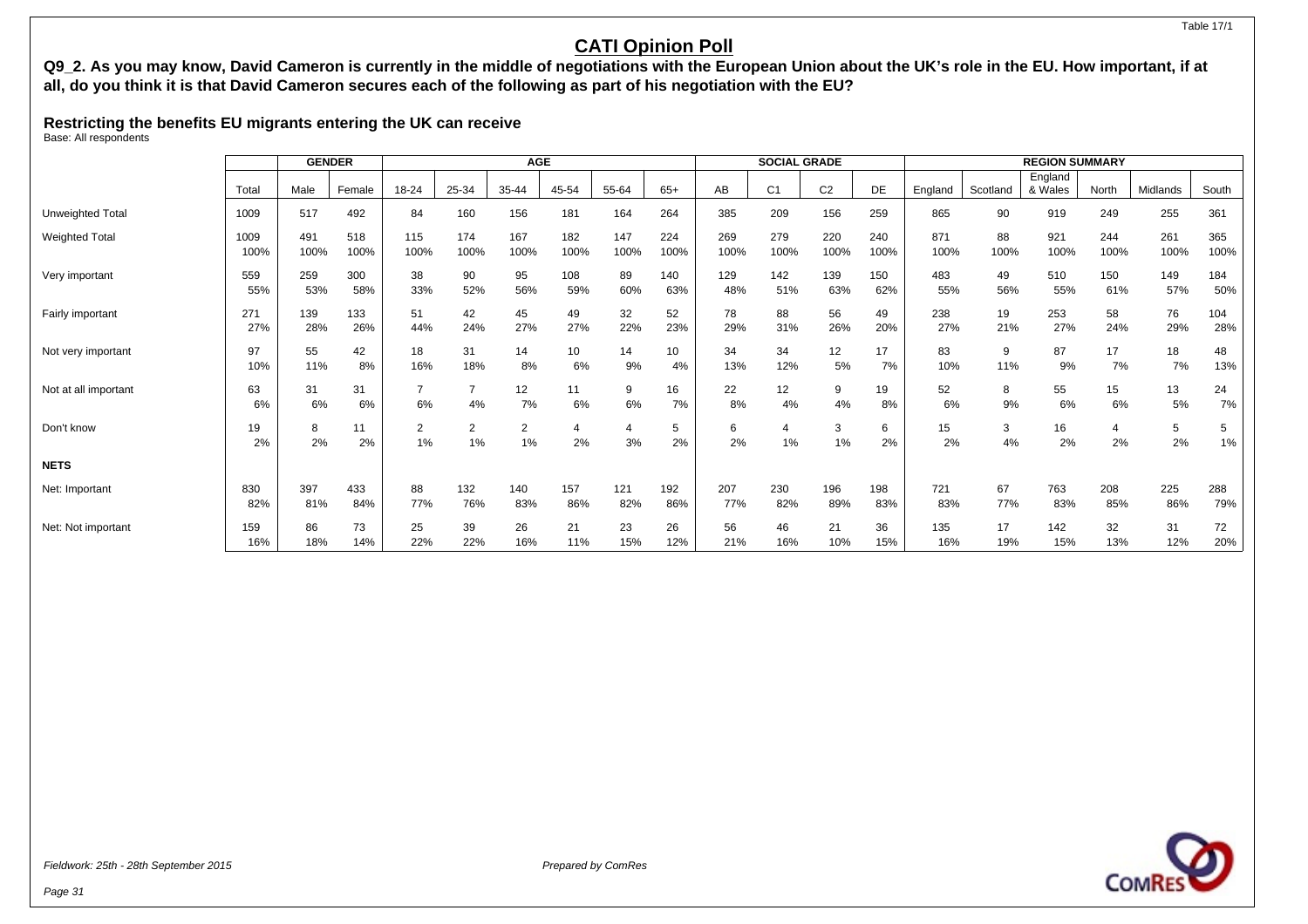# CATI Opinion Poll

**Q9_2. As you may know, David Cameron is currently in the middle of negotiations with the European Union about the UK's role in the EU. How important, if at all, do you think it is that David Cameron secures each of the following as part of his negotiation with the EU?**

## Restricting the benefits EU migrants entering the UK can receive

Base: All respondents

| | | GENDER | | AGE | | | | | | SOCIAL GRADE | | | | REGION SUMMARY | | | | | |
|---|---|---|---|---|---|---|---|---|---|---|---|---|---|---|---|---|---|---|---|
| | Total | Male | Female | 18-24 | 25-34 | 35-44 | 45-54 | 55-64 | 65+ | AB | C1 | C2 | DE | England | Scotland | England & Wales | North | Midlands | South |
| Unweighted Total | 1009 | 517 | 492 | 84 | 160 | 156 | 181 | 164 | 264 | 385 | 209 | 156 | 259 | 865 | 90 | 919 | 249 | 255 | 361 |
| Weighted Total | 1009 | 491 | 518 | 115 | 174 | 167 | 182 | 147 | 224 | 269 | 279 | 220 | 240 | 871 | 88 | 921 | 244 | 261 | 365 |
| | 100% | 100% | 100% | 100% | 100% | 100% | 100% | 100% | 100% | 100% | 100% | 100% | 100% | 100% | 100% | 100% | 100% | 100% | 100% |
| Very important | 559 | 259 | 300 | 38 | 90 | 95 | 108 | 89 | 140 | 129 | 142 | 139 | 150 | 483 | 49 | 510 | 150 | 149 | 184 |
| | 55% | 53% | 58% | 33% | 52% | 56% | 59% | 60% | 63% | 48% | 51% | 63% | 62% | 55% | 56% | 55% | 61% | 57% | 50% |
| Fairly important | 271 | 139 | 133 | 51 | 42 | 45 | 49 | 32 | 52 | 78 | 88 | 56 | 49 | 238 | 19 | 253 | 58 | 76 | 104 |
| | 27% | 28% | 26% | 44% | 24% | 27% | 27% | 22% | 23% | 29% | 31% | 26% | 20% | 27% | 21% | 27% | 24% | 29% | 28% |
| Not very important | 97 | 55 | 42 | 18 | 31 | 14 | 10 | 14 | 10 | 34 | 34 | 12 | 17 | 83 | 9 | 87 | 17 | 18 | 48 |
| | 10% | 11% | 8% | 16% | 18% | 8% | 6% | 9% | 4% | 13% | 12% | 5% | 7% | 10% | 11% | 9% | 7% | 7% | 13% |
| Not at all important | 63 | 31 | 31 | 7 | 7 | 12 | 11 | 9 | 16 | 22 | 12 | 9 | 19 | 52 | 8 | 55 | 15 | 13 | 24 |
| | 6% | 6% | 6% | 6% | 4% | 7% | 6% | 6% | 7% | 8% | 4% | 4% | 8% | 6% | 9% | 6% | 6% | 5% | 7% |
| Don't know | 19 | 8 | 11 | 2 | 2 | 2 | 4 | 4 | 5 | 6 | 4 | 3 | 6 | 15 | 3 | 16 | 4 | 5 | 5 |
| | 2% | 2% | 2% | 1% | 1% | 1% | 2% | 3% | 2% | 2% | 1% | 1% | 2% | 2% | 4% | 2% | 2% | 2% | 1% |
| **NETS** | | | | | | | | | | | | | | | | | | | |
| Net: Important | 830 | 397 | 433 | 88 | 132 | 140 | 157 | 121 | 192 | 207 | 230 | 196 | 198 | 721 | 67 | 763 | 208 | 225 | 288 |
| | 82% | 81% | 84% | 77% | 76% | 83% | 86% | 82% | 86% | 77% | 82% | 89% | 83% | 83% | 77% | 83% | 85% | 86% | 79% |
| Net: Not important | 159 | 86 | 73 | 25 | 39 | 26 | 21 | 23 | 26 | 56 | 46 | 21 | 36 | 135 | 17 | 142 | 32 | 31 | 72 |
| | 16% | 18% | 14% | 22% | 22% | 16% | 11% | 15% | 12% | 21% | 16% | 10% | 15% | 16% | 19% | 15% | 13% | 12% | 20% |

*Fieldwork: 25th - 28th September 2015*

*Prepared by ComRes*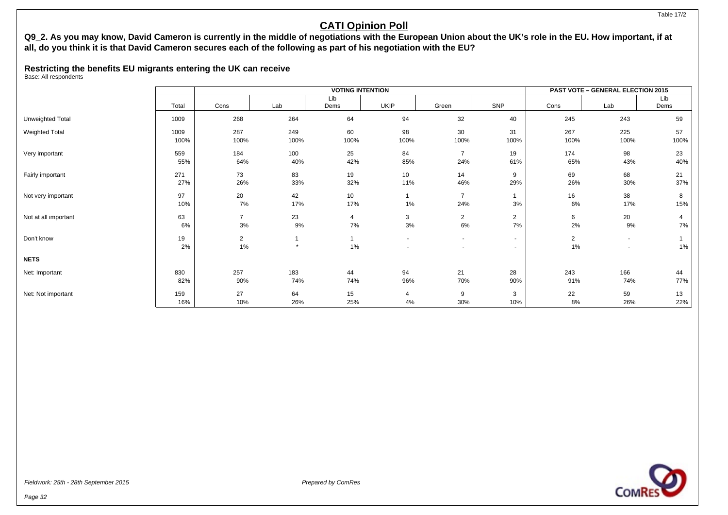## CATI Opinion Poll

**Q9_2. As you may know, David Cameron is currently in the middle of negotiations with the European Union about the UK's role in the EU. How important, if at all, do you think it is that David Cameron secures each of the following as part of his negotiation with the EU?**

**Restricting the benefits EU migrants entering the UK can receive**

Base: All respondents

| | | VOTING INTENTION | | | | | | PAST VOTE – GENERAL ELECTION 2015 | | |
|---|---|---|---|---|---|---|---|---|---|---|
| | Total | Cons | Lab | Lib Dems | UKIP | Green | SNP | Cons | Lab | Lib Dems |
| Unweighted Total | 1009 | 268 | 264 | 64 | 94 | 32 | 40 | 245 | 243 | 59 |
| Weighted Total | 1009 | 287 | 249 | 60 | 98 | 30 | 31 | 267 | 225 | 57 |
| | 100% | 100% | 100% | 100% | 100% | 100% | 100% | 100% | 100% | 100% |
| Very important | 559 | 184 | 100 | 25 | 84 | 7 | 19 | 174 | 98 | 23 |
| | 55% | 64% | 40% | 42% | 85% | 24% | 61% | 65% | 43% | 40% |
| Fairly important | 271 | 73 | 83 | 19 | 10 | 14 | 9 | 69 | 68 | 21 |
| | 27% | 26% | 33% | 32% | 11% | 46% | 29% | 26% | 30% | 37% |
| Not very important | 97 | 20 | 42 | 10 | 1 | 7 | 1 | 16 | 38 | 8 |
| | 10% | 7% | 17% | 17% | 1% | 24% | 3% | 6% | 17% | 15% |
| Not at all important | 63 | 7 | 23 | 4 | 3 | 2 | 2 | 6 | 20 | 4 |
| | 6% | 3% | 9% | 7% | 3% | 6% | 7% | 2% | 9% | 7% |
| Don't know | 19 | 2 | 1 | 1 | - | - | - | 2 | - | 1 |
| | 2% | 1% | * | 1% | - | - | - | 1% | - | 1% |
| **NETS** | | | | | | | | | | |
| Net: Important | 830 | 257 | 183 | 44 | 94 | 21 | 28 | 243 | 166 | 44 |
| | 82% | 90% | 74% | 74% | 96% | 70% | 90% | 91% | 74% | 77% |
| Net: Not important | 159 | 27 | 64 | 15 | 4 | 9 | 3 | 22 | 59 | 13 |
| | 16% | 10% | 26% | 25% | 4% | 30% | 10% | 8% | 26% | 22% |

*Fieldwork: 25th - 28th September 2015*

*Prepared by ComRes*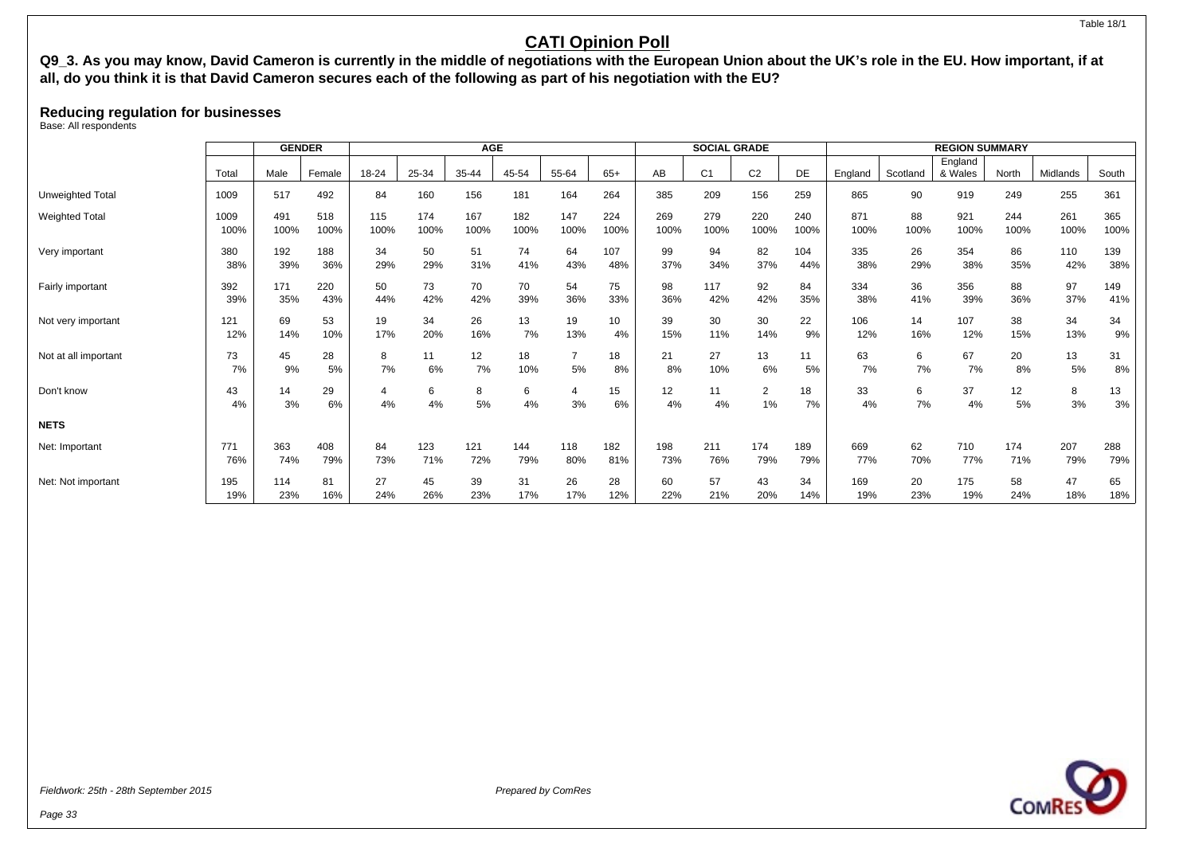Table 18/1

# CATI Opinion Poll

**Q9_3. As you may know, David Cameron is currently in the middle of negotiations with the European Union about the UK's role in the EU. How important, if at all, do you think it is that David Cameron secures each of the following as part of his negotiation with the EU?**

### Reducing regulation for businesses

Base: All respondents

| | | GENDER | | AGE | | | | | | SOCIAL GRADE | | | | REGION SUMMARY | | | | | |
|---|---|---|---|---|---|---|---|---|---|---|---|---|---|---|---|---|---|---|---|
| | Total | Male | Female | 18-24 | 25-34 | 35-44 | 45-54 | 55-64 | 65+ | AB | C1 | C2 | DE | England | Scotland | England & Wales | North | Midlands | South |
| Unweighted Total | 1009 | 517 | 492 | 84 | 160 | 156 | 181 | 164 | 264 | 385 | 209 | 156 | 259 | 865 | 90 | 919 | 249 | 255 | 361 |
| Weighted Total | 1009 | 491 | 518 | 115 | 174 | 167 | 182 | 147 | 224 | 269 | 279 | 220 | 240 | 871 | 88 | 921 | 244 | 261 | 365 |
| | 100% | 100% | 100% | 100% | 100% | 100% | 100% | 100% | 100% | 100% | 100% | 100% | 100% | 100% | 100% | 100% | 100% | 100% | 100% |
| Very important | 380 | 192 | 188 | 34 | 50 | 51 | 74 | 64 | 107 | 99 | 94 | 82 | 104 | 335 | 26 | 354 | 86 | 110 | 139 |
| | 38% | 39% | 36% | 29% | 29% | 31% | 41% | 43% | 48% | 37% | 34% | 37% | 44% | 38% | 29% | 38% | 35% | 42% | 38% |
| Fairly important | 392 | 171 | 220 | 50 | 73 | 70 | 70 | 54 | 75 | 98 | 117 | 92 | 84 | 334 | 36 | 356 | 88 | 97 | 149 |
| | 39% | 35% | 43% | 44% | 42% | 42% | 39% | 36% | 33% | 36% | 42% | 42% | 35% | 38% | 41% | 39% | 36% | 37% | 41% |
| Not very important | 121 | 69 | 53 | 19 | 34 | 26 | 13 | 19 | 10 | 39 | 30 | 30 | 22 | 106 | 14 | 107 | 38 | 34 | 34 |
| | 12% | 14% | 10% | 17% | 20% | 16% | 7% | 13% | 4% | 15% | 11% | 14% | 9% | 12% | 16% | 12% | 15% | 13% | 9% |
| Not at all important | 73 | 45 | 28 | 8 | 11 | 12 | 18 | 7 | 18 | 21 | 27 | 13 | 11 | 63 | 6 | 67 | 20 | 13 | 31 |
| | 7% | 9% | 5% | 7% | 6% | 7% | 10% | 5% | 8% | 8% | 10% | 6% | 5% | 7% | 7% | 7% | 8% | 5% | 8% |
| Don't know | 43 | 14 | 29 | 4 | 6 | 8 | 6 | 4 | 15 | 12 | 11 | 2 | 18 | 33 | 6 | 37 | 12 | 8 | 13 |
| | 4% | 3% | 6% | 4% | 4% | 5% | 4% | 3% | 6% | 4% | 4% | 1% | 7% | 4% | 7% | 4% | 5% | 3% | 3% |
| **NETS** | | | | | | | | | | | | | | | | | | | |
| Net: Important | 771 | 363 | 408 | 84 | 123 | 121 | 144 | 118 | 182 | 198 | 211 | 174 | 189 | 669 | 62 | 710 | 174 | 207 | 288 |
| | 76% | 74% | 79% | 73% | 71% | 72% | 79% | 80% | 81% | 73% | 76% | 79% | 79% | 77% | 70% | 77% | 71% | 79% | 79% |
| Net: Not important | 195 | 114 | 81 | 27 | 45 | 39 | 31 | 26 | 28 | 60 | 57 | 43 | 34 | 169 | 20 | 175 | 58 | 47 | 65 |
| | 19% | 23% | 16% | 24% | 26% | 23% | 17% | 17% | 12% | 22% | 21% | 20% | 14% | 19% | 23% | 19% | 24% | 18% | 18% |

*Fieldwork: 25th - 28th September 2015*

*Prepared by ComRes*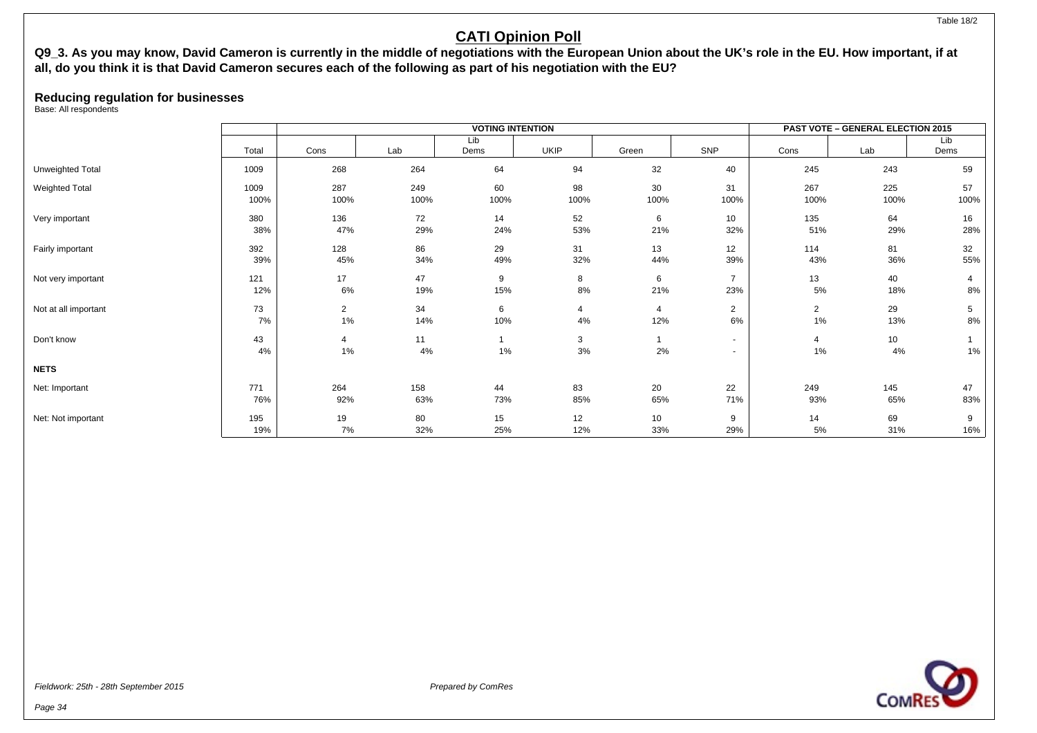Table 18/2

# CATI Opinion Poll

**Q9_3. As you may know, David Cameron is currently in the middle of negotiations with the European Union about the UK's role in the EU. How important, if at all, do you think it is that David Cameron secures each of the following as part of his negotiation with the EU?**

## Reducing regulation for businesses

Base: All respondents

| | | VOTING INTENTION | | | | | | PAST VOTE – GENERAL ELECTION 2015 | | |
|---|---|---|---|---|---|---|---|---|---|---|
| | Total | Cons | Lab | Lib Dems | UKIP | Green | SNP | Cons | Lab | Lib Dems |
| Unweighted Total | 1009 | 268 | 264 | 64 | 94 | 32 | 40 | 245 | 243 | 59 |
| Weighted Total | 1009 | 287 | 249 | 60 | 98 | 30 | 31 | 267 | 225 | 57 |
| | 100% | 100% | 100% | 100% | 100% | 100% | 100% | 100% | 100% | 100% |
| Very important | 380 | 136 | 72 | 14 | 52 | 6 | 10 | 135 | 64 | 16 |
| | 38% | 47% | 29% | 24% | 53% | 21% | 32% | 51% | 29% | 28% |
| Fairly important | 392 | 128 | 86 | 29 | 31 | 13 | 12 | 114 | 81 | 32 |
| | 39% | 45% | 34% | 49% | 32% | 44% | 39% | 43% | 36% | 55% |
| Not very important | 121 | 17 | 47 | 9 | 8 | 6 | 7 | 13 | 40 | 4 |
| | 12% | 6% | 19% | 15% | 8% | 21% | 23% | 5% | 18% | 8% |
| Not at all important | 73 | 2 | 34 | 6 | 4 | 4 | 2 | 2 | 29 | 5 |
| | 7% | 1% | 14% | 10% | 4% | 12% | 6% | 1% | 13% | 8% |
| Don't know | 43 | 4 | 11 | 1 | 3 | 1 | - | 4 | 10 | 1 |
| | 4% | 1% | 4% | 1% | 3% | 2% | - | 1% | 4% | 1% |
| **NETS** | | | | | | | | | | |
| Net: Important | 771 | 264 | 158 | 44 | 83 | 20 | 22 | 249 | 145 | 47 |
| | 76% | 92% | 63% | 73% | 85% | 65% | 71% | 93% | 65% | 83% |
| Net: Not important | 195 | 19 | 80 | 15 | 12 | 10 | 9 | 14 | 69 | 9 |
| | 19% | 7% | 32% | 25% | 12% | 33% | 29% | 5% | 31% | 16% |

*Fieldwork: 25th - 28th September 2015*

*Prepared by ComRes*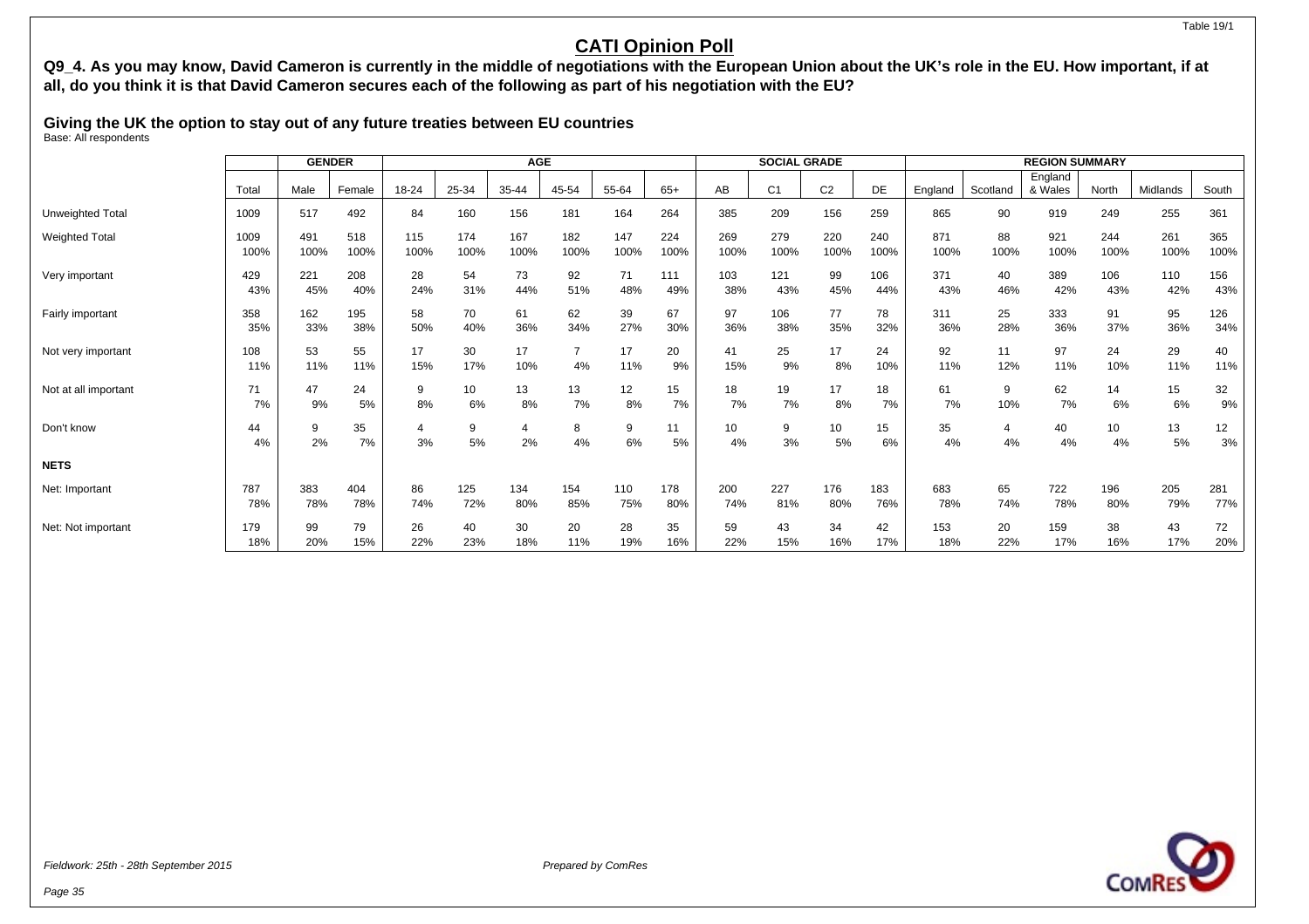# CATI Opinion Poll

**Q9_4. As you may know, David Cameron is currently in the middle of negotiations with the European Union about the UK's role in the EU. How important, if at all, do you think it is that David Cameron secures each of the following as part of his negotiation with the EU?**

**Giving the UK the option to stay out of any future treaties between EU countries**

Base: All respondents

| | | GENDER | | AGE | | | | | | SOCIAL GRADE | | | | REGION SUMMARY | | | | | |
|---|---|---|---|---|---|---|---|---|---|---|---|---|---|---|---|---|---|---|---|
| | Total | Male | Female | 18-24 | 25-34 | 35-44 | 45-54 | 55-64 | 65+ | AB | C1 | C2 | DE | England | Scotland | England & Wales | North | Midlands | South |
| Unweighted Total | 1009 | 517 | 492 | 84 | 160 | 156 | 181 | 164 | 264 | 385 | 209 | 156 | 259 | 865 | 90 | 919 | 249 | 255 | 361 |
| Weighted Total | 1009 | 491 | 518 | 115 | 174 | 167 | 182 | 147 | 224 | 269 | 279 | 220 | 240 | 871 | 88 | 921 | 244 | 261 | 365 |
| | 100% | 100% | 100% | 100% | 100% | 100% | 100% | 100% | 100% | 100% | 100% | 100% | 100% | 100% | 100% | 100% | 100% | 100% | 100% |
| Very important | 429 | 221 | 208 | 28 | 54 | 73 | 92 | 71 | 111 | 103 | 121 | 99 | 106 | 371 | 40 | 389 | 106 | 110 | 156 |
| | 43% | 45% | 40% | 24% | 31% | 44% | 51% | 48% | 49% | 38% | 43% | 45% | 44% | 43% | 46% | 42% | 43% | 42% | 43% |
| Fairly important | 358 | 162 | 195 | 58 | 70 | 61 | 62 | 39 | 67 | 97 | 106 | 77 | 78 | 311 | 25 | 333 | 91 | 95 | 126 |
| | 35% | 33% | 38% | 50% | 40% | 36% | 34% | 27% | 30% | 36% | 38% | 35% | 32% | 36% | 28% | 36% | 37% | 36% | 34% |
| Not very important | 108 | 53 | 55 | 17 | 30 | 17 | 7 | 17 | 20 | 41 | 25 | 17 | 24 | 92 | 11 | 97 | 24 | 29 | 40 |
| | 11% | 11% | 11% | 15% | 17% | 10% | 4% | 11% | 9% | 15% | 9% | 8% | 10% | 11% | 12% | 11% | 10% | 11% | 11% |
| Not at all important | 71 | 47 | 24 | 9 | 10 | 13 | 13 | 12 | 15 | 18 | 19 | 17 | 18 | 61 | 9 | 62 | 14 | 15 | 32 |
| | 7% | 9% | 5% | 8% | 6% | 8% | 7% | 8% | 7% | 7% | 7% | 8% | 7% | 7% | 10% | 7% | 6% | 6% | 9% |
| Don't know | 44 | 9 | 35 | 4 | 9 | 4 | 8 | 9 | 11 | 10 | 9 | 10 | 15 | 35 | 4 | 40 | 10 | 13 | 12 |
| | 4% | 2% | 7% | 3% | 5% | 2% | 4% | 6% | 5% | 4% | 3% | 5% | 6% | 4% | 4% | 4% | 4% | 5% | 3% |
| **NETS** | | | | | | | | | | | | | | | | | | | |
| Net: Important | 787 | 383 | 404 | 86 | 125 | 134 | 154 | 110 | 178 | 200 | 227 | 176 | 183 | 683 | 65 | 722 | 196 | 205 | 281 |
| | 78% | 78% | 78% | 74% | 72% | 80% | 85% | 75% | 80% | 74% | 81% | 80% | 76% | 78% | 74% | 78% | 80% | 79% | 77% |
| Net: Not important | 179 | 99 | 79 | 26 | 40 | 30 | 20 | 28 | 35 | 59 | 43 | 34 | 42 | 153 | 20 | 159 | 38 | 43 | 72 |
| | 18% | 20% | 15% | 22% | 23% | 18% | 11% | 19% | 16% | 22% | 15% | 16% | 17% | 18% | 22% | 17% | 16% | 17% | 20% |

*Fieldwork: 25th - 28th September 2015*

*Prepared by ComRes*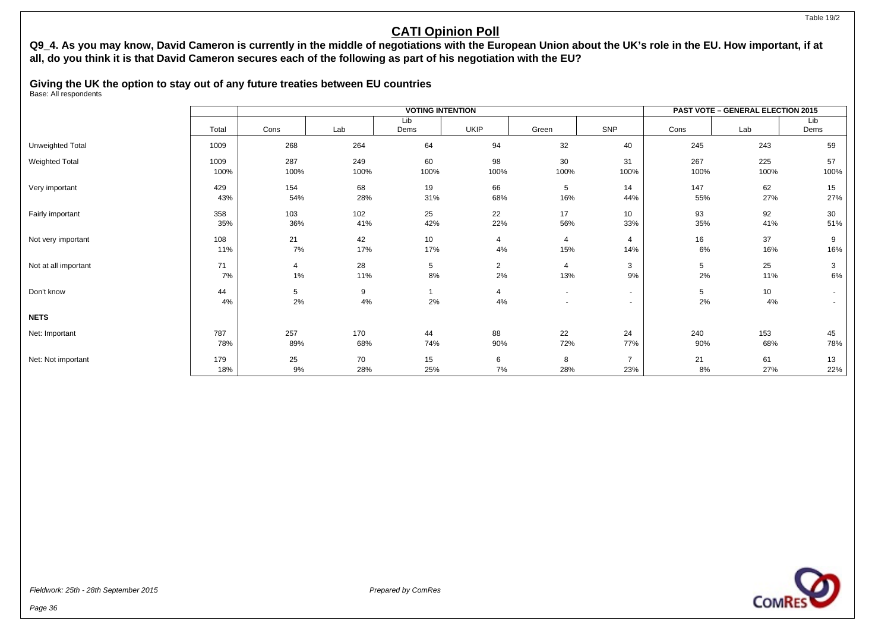## CATI Opinion Poll

**Q9_4. As you may know, David Cameron is currently in the middle of negotiations with the European Union about the UK's role in the EU. How important, if at all, do you think it is that David Cameron secures each of the following as part of his negotiation with the EU?**

### Giving the UK the option to stay out of any future treaties between EU countries

Base: All respondents

| | | VOTING INTENTION | | | | | | PAST VOTE – GENERAL ELECTION 2015 | | |
|---|---|---|---|---|---|---|---|---|---|---|
| | Total | Cons | Lab | Lib Dems | UKIP | Green | SNP | Cons | Lab | Lib Dems |
| Unweighted Total | 1009 | 268 | 264 | 64 | 94 | 32 | 40 | 245 | 243 | 59 |
| Weighted Total | 1009 | 287 | 249 | 60 | 98 | 30 | 31 | 267 | 225 | 57 |
| | 100% | 100% | 100% | 100% | 100% | 100% | 100% | 100% | 100% | 100% |
| Very important | 429 | 154 | 68 | 19 | 66 | 5 | 14 | 147 | 62 | 15 |
| | 43% | 54% | 28% | 31% | 68% | 16% | 44% | 55% | 27% | 27% |
| Fairly important | 358 | 103 | 102 | 25 | 22 | 17 | 10 | 93 | 92 | 30 |
| | 35% | 36% | 41% | 42% | 22% | 56% | 33% | 35% | 41% | 51% |
| Not very important | 108 | 21 | 42 | 10 | 4 | 4 | 4 | 16 | 37 | 9 |
| | 11% | 7% | 17% | 17% | 4% | 15% | 14% | 6% | 16% | 16% |
| Not at all important | 71 | 4 | 28 | 5 | 2 | 4 | 3 | 5 | 25 | 3 |
| | 7% | 1% | 11% | 8% | 2% | 13% | 9% | 2% | 11% | 6% |
| Don't know | 44 | 5 | 9 | 1 | 4 | - | - | 5 | 10 | - |
| | 4% | 2% | 4% | 2% | 4% | - | - | 2% | 4% | - |
| **NETS** | | | | | | | | | | |
| Net: Important | 787 | 257 | 170 | 44 | 88 | 22 | 24 | 240 | 153 | 45 |
| | 78% | 89% | 68% | 74% | 90% | 72% | 77% | 90% | 68% | 78% |
| Net: Not important | 179 | 25 | 70 | 15 | 6 | 8 | 7 | 21 | 61 | 13 |
| | 18% | 9% | 28% | 25% | 7% | 28% | 23% | 8% | 27% | 22% |

*Fieldwork: 25th - 28th September 2015*

*Prepared by ComRes*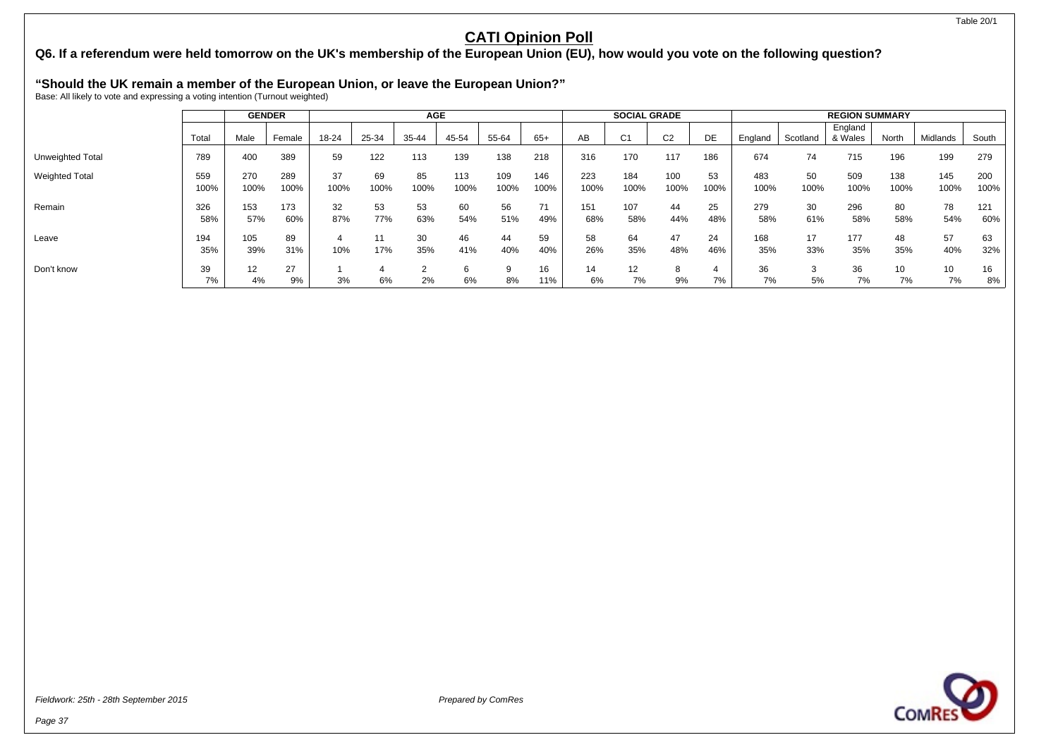# CATI Opinion Poll

## Q6. If a referendum were held tomorrow on the UK's membership of the European Union (EU), how would you vote on the following question?

### "Should the UK remain a member of the European Union, or leave the European Union?"

Base: All likely to vote and expressing a voting intention (Turnout weighted)

| | | GENDER | | AGE | | | | | | SOCIAL GRADE | | | | REGION SUMMARY | | | | | |
|---|---|---|---|---|---|---|---|---|---|---|---|---|---|---|---|---|---|---|---|
| | Total | Male | Female | 18-24 | 25-34 | 35-44 | 45-54 | 55-64 | 65+ | AB | C1 | C2 | DE | England | Scotland | England & Wales | North | Midlands | South |
| Unweighted Total | 789 | 400 | 389 | 59 | 122 | 113 | 139 | 138 | 218 | 316 | 170 | 117 | 186 | 674 | 74 | 715 | 196 | 199 | 279 |
| Weighted Total | 559 | 270 | 289 | 37 | 69 | 85 | 113 | 109 | 146 | 223 | 184 | 100 | 53 | 483 | 50 | 509 | 138 | 145 | 200 |
| | 100% | 100% | 100% | 100% | 100% | 100% | 100% | 100% | 100% | 100% | 100% | 100% | 100% | 100% | 100% | 100% | 100% | 100% | 100% |
| Remain | 326 | 153 | 173 | 32 | 53 | 53 | 60 | 56 | 71 | 151 | 107 | 44 | 25 | 279 | 30 | 296 | 80 | 78 | 121 |
| | 58% | 57% | 60% | 87% | 77% | 63% | 54% | 51% | 49% | 68% | 58% | 44% | 48% | 58% | 61% | 58% | 58% | 54% | 60% |
| Leave | 194 | 105 | 89 | 4 | 11 | 30 | 46 | 44 | 59 | 58 | 64 | 47 | 24 | 168 | 17 | 177 | 48 | 57 | 63 |
| | 35% | 39% | 31% | 10% | 17% | 35% | 41% | 40% | 40% | 26% | 35% | 48% | 46% | 35% | 33% | 35% | 35% | 40% | 32% |
| Don't know | 39 | 12 | 27 | 1 | 4 | 2 | 6 | 9 | 16 | 14 | 12 | 8 | 4 | 36 | 3 | 36 | 10 | 10 | 16 |
| | 7% | 4% | 9% | 3% | 6% | 2% | 6% | 8% | 11% | 6% | 7% | 9% | 7% | 7% | 5% | 7% | 7% | 7% | 8% |

*Fieldwork: 25th - 28th September 2015*

*Prepared by ComRes*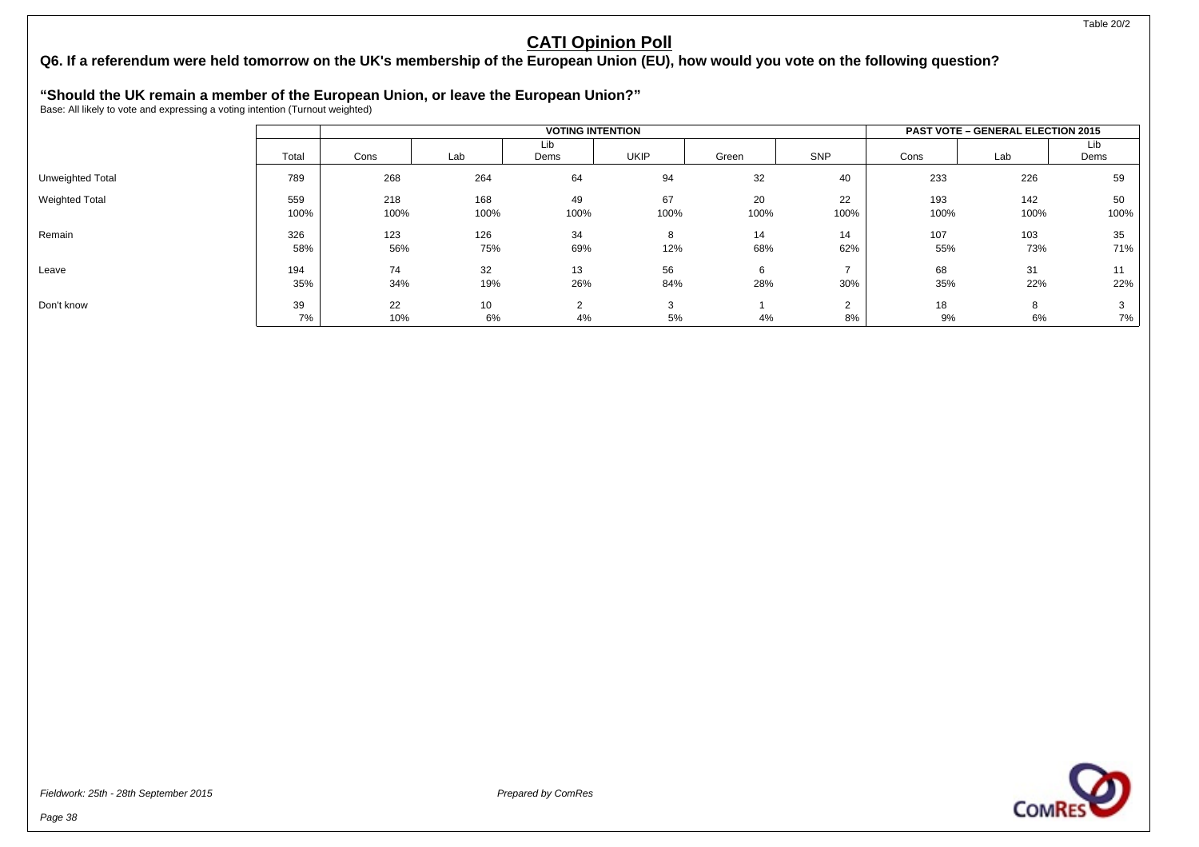Table 20/2

# CATI Opinion Poll

## Q6. If a referendum were held tomorrow on the UK's membership of the European Union (EU), how would you vote on the following question?

### "Should the UK remain a member of the European Union, or leave the European Union?"

Base: All likely to vote and expressing a voting intention (Turnout weighted)

| | | VOTING INTENTION | | | | | | PAST VOTE – GENERAL ELECTION 2015 | | |
|---|---|---|---|---|---|---|---|---|---|---|
| | Total | Cons | Lab | Lib Dems | UKIP | Green | SNP | Cons | Lab | Lib Dems |
| Unweighted Total | 789 | 268 | 264 | 64 | 94 | 32 | 40 | 233 | 226 | 59 |
| Weighted Total | 559 | 218 | 168 | 49 | 67 | 20 | 22 | 193 | 142 | 50 |
| | 100% | 100% | 100% | 100% | 100% | 100% | 100% | 100% | 100% | 100% |
| Remain | 326 | 123 | 126 | 34 | 8 | 14 | 14 | 107 | 103 | 35 |
| | 58% | 56% | 75% | 69% | 12% | 68% | 62% | 55% | 73% | 71% |
| Leave | 194 | 74 | 32 | 13 | 56 | 6 | 7 | 68 | 31 | 11 |
| | 35% | 34% | 19% | 26% | 84% | 28% | 30% | 35% | 22% | 22% |
| Don't know | 39 | 22 | 10 | 2 | 3 | 1 | 2 | 18 | 8 | 3 |
| | 7% | 10% | 6% | 4% | 5% | 4% | 8% | 9% | 6% | 7% |

*Fieldwork: 25th - 28th September 2015*

*Prepared by ComRes*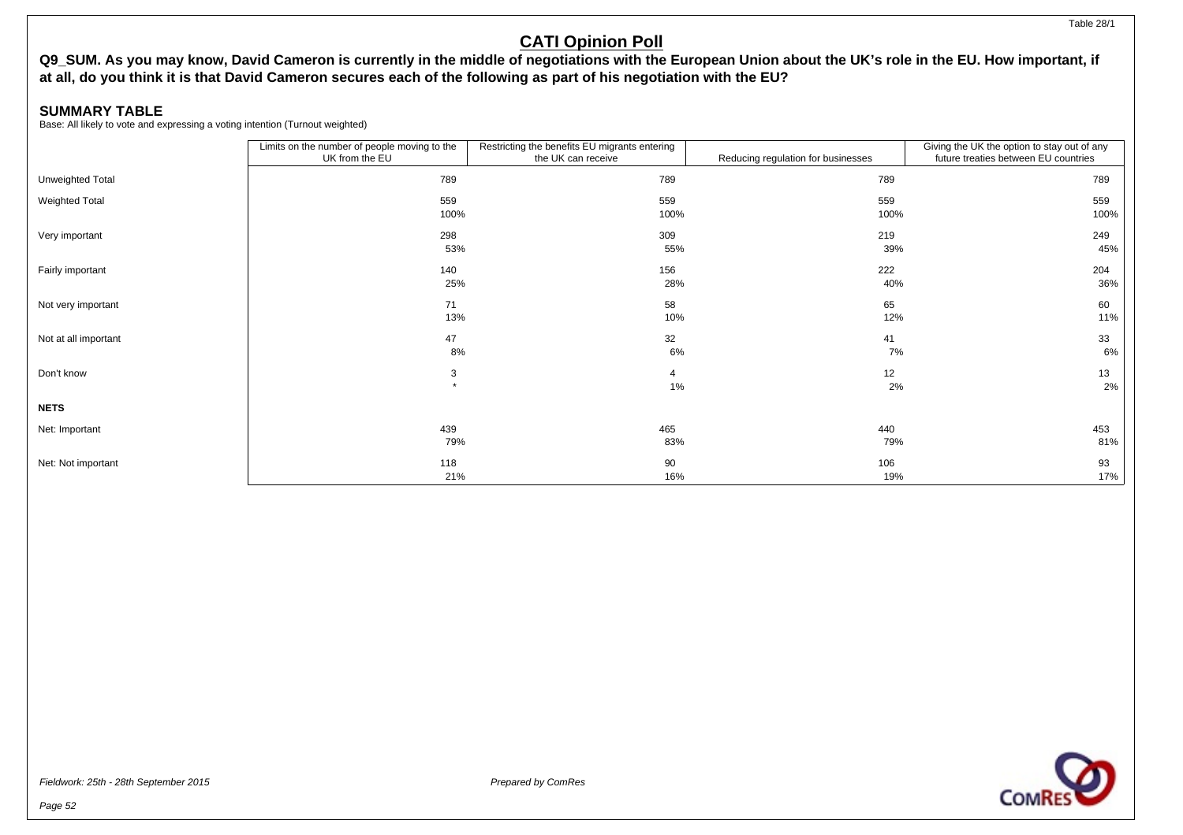# CATI Opinion Poll

**Q9_SUM. As you may know, David Cameron is currently in the middle of negotiations with the European Union about the UK's role in the EU. How important, if at all, do you think it is that David Cameron secures each of the following as part of his negotiation with the EU?**

## SUMMARY TABLE

Base: All likely to vote and expressing a voting intention (Turnout weighted)

| | Limits on the number of people moving to the UK from the EU | Restricting the benefits EU migrants entering the UK can receive | Reducing regulation for businesses | Giving the UK the option to stay out of any future treaties between EU countries |
|---|---|---|---|---|
| Unweighted Total | 789 | 789 | 789 | 789 |
| Weighted Total | 559<br>100% | 559<br>100% | 559<br>100% | 559<br>100% |
| Very important | 298<br>53% | 309<br>55% | 219<br>39% | 249<br>45% |
| Fairly important | 140<br>25% | 156<br>28% | 222<br>40% | 204<br>36% |
| Not very important | 71<br>13% | 58<br>10% | 65<br>12% | 60<br>11% |
| Not at all important | 47<br>8% | 32<br>6% | 41<br>7% | 33<br>6% |
| Don't know | 3<br>* | 4<br>1% | 12<br>2% | 13<br>2% |
| **NETS** | | | | |
| Net: Important | 439<br>79% | 465<br>83% | 440<br>79% | 453<br>81% |
| Net: Not important | 118<br>21% | 90<br>16% | 106<br>19% | 93<br>17% |

*Fieldwork: 25th - 28th September 2015*

*Prepared by ComRes*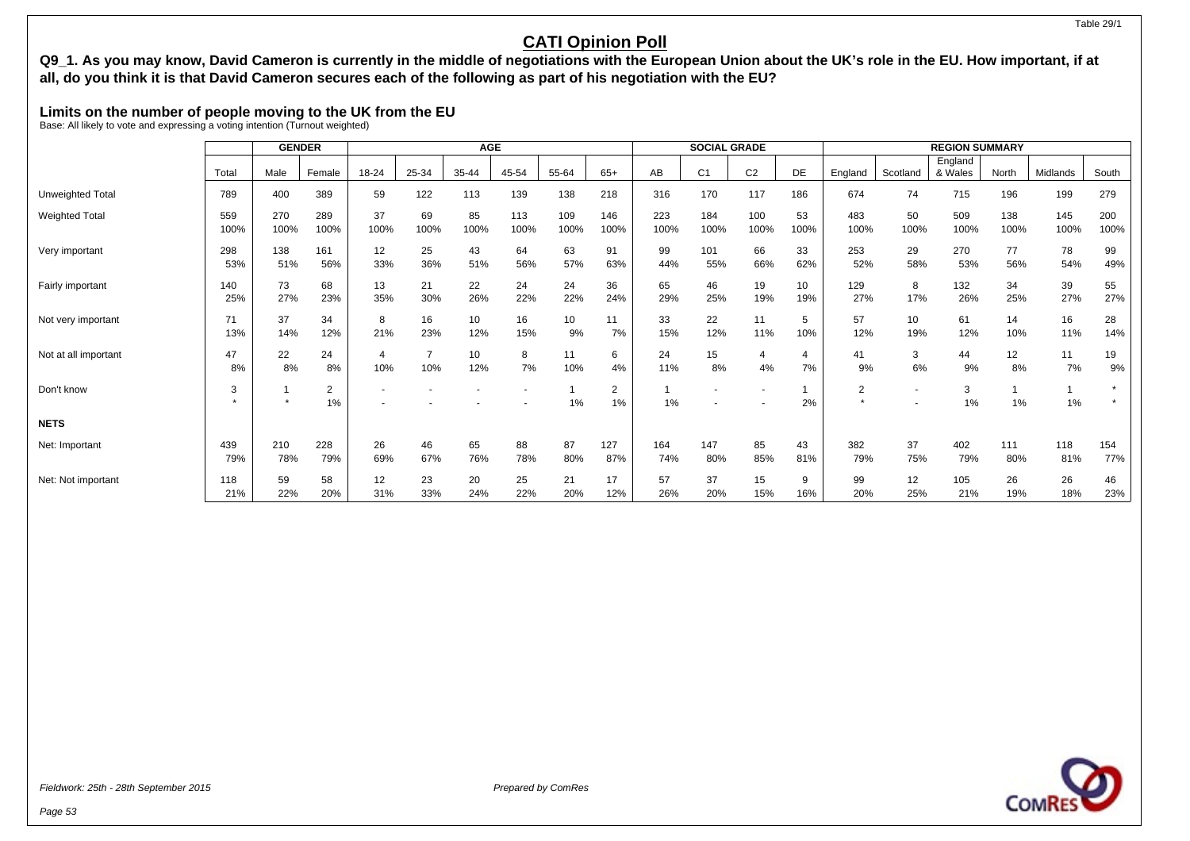## CATI Opinion Poll

**Q9_1. As you may know, David Cameron is currently in the middle of negotiations with the European Union about the UK's role in the EU. How important, if at all, do you think it is that David Cameron secures each of the following as part of his negotiation with the EU?**

### Limits on the number of people moving to the UK from the EU

Base: All likely to vote and expressing a voting intention (Turnout weighted)

| | | GENDER | | AGE | | | | | | SOCIAL GRADE | | | | REGION SUMMARY | | | | | |
|---|---|---|---|---|---|---|---|---|---|---|---|---|---|---|---|---|---|---|---|
| | Total | Male | Female | 18-24 | 25-34 | 35-44 | 45-54 | 55-64 | 65+ | AB | C1 | C2 | DE | England | Scotland | England & Wales | North | Midlands | South |
| Unweighted Total | 789 | 400 | 389 | 59 | 122 | 113 | 139 | 138 | 218 | 316 | 170 | 117 | 186 | 674 | 74 | 715 | 196 | 199 | 279 |
| Weighted Total | 559 | 270 | 289 | 37 | 69 | 85 | 113 | 109 | 146 | 223 | 184 | 100 | 53 | 483 | 50 | 509 | 138 | 145 | 200 |
| | 100% | 100% | 100% | 100% | 100% | 100% | 100% | 100% | 100% | 100% | 100% | 100% | 100% | 100% | 100% | 100% | 100% | 100% | 100% |
| Very important | 298 | 138 | 161 | 12 | 25 | 43 | 64 | 63 | 91 | 99 | 101 | 66 | 33 | 253 | 29 | 270 | 77 | 78 | 99 |
| | 53% | 51% | 56% | 33% | 36% | 51% | 56% | 57% | 63% | 44% | 55% | 66% | 62% | 52% | 58% | 53% | 56% | 54% | 49% |
| Fairly important | 140 | 73 | 68 | 13 | 21 | 22 | 24 | 24 | 36 | 65 | 46 | 19 | 10 | 129 | 8 | 132 | 34 | 39 | 55 |
| | 25% | 27% | 23% | 35% | 30% | 26% | 22% | 22% | 24% | 29% | 25% | 19% | 19% | 27% | 17% | 26% | 25% | 27% | 27% |
| Not very important | 71 | 37 | 34 | 8 | 16 | 10 | 16 | 10 | 11 | 33 | 22 | 11 | 5 | 57 | 10 | 61 | 14 | 16 | 28 |
| | 13% | 14% | 12% | 21% | 23% | 12% | 15% | 9% | 7% | 15% | 12% | 11% | 10% | 12% | 19% | 12% | 10% | 11% | 14% |
| Not at all important | 47 | 22 | 24 | 4 | 7 | 10 | 8 | 11 | 6 | 24 | 15 | 4 | 4 | 41 | 3 | 44 | 12 | 11 | 19 |
| | 8% | 8% | 8% | 10% | 10% | 12% | 7% | 10% | 4% | 11% | 8% | 4% | 7% | 9% | 6% | 9% | 8% | 7% | 9% |
| Don't know | 3 | 1 | 2 | - | - | - | - | 1 | 2 | 1 | - | - | 1 | 2 | - | 3 | 1 | 1 | * |
| | * | * | 1% | - | - | - | - | 1% | 1% | 1% | - | - | 2% | * | - | 1% | 1% | 1% | * |
| **NETS** | | | | | | | | | | | | | | | | | | | |
| Net: Important | 439 | 210 | 228 | 26 | 46 | 65 | 88 | 87 | 127 | 164 | 147 | 85 | 43 | 382 | 37 | 402 | 111 | 118 | 154 |
| | 79% | 78% | 79% | 69% | 67% | 76% | 78% | 80% | 87% | 74% | 80% | 85% | 81% | 79% | 75% | 79% | 80% | 81% | 77% |
| Net: Not important | 118 | 59 | 58 | 12 | 23 | 20 | 25 | 21 | 17 | 57 | 37 | 15 | 9 | 99 | 12 | 105 | 26 | 26 | 46 |
| | 21% | 22% | 20% | 31% | 33% | 24% | 22% | 20% | 12% | 26% | 20% | 15% | 16% | 20% | 25% | 21% | 19% | 18% | 23% |

*Fieldwork: 25th - 28th September 2015*

*Prepared by ComRes*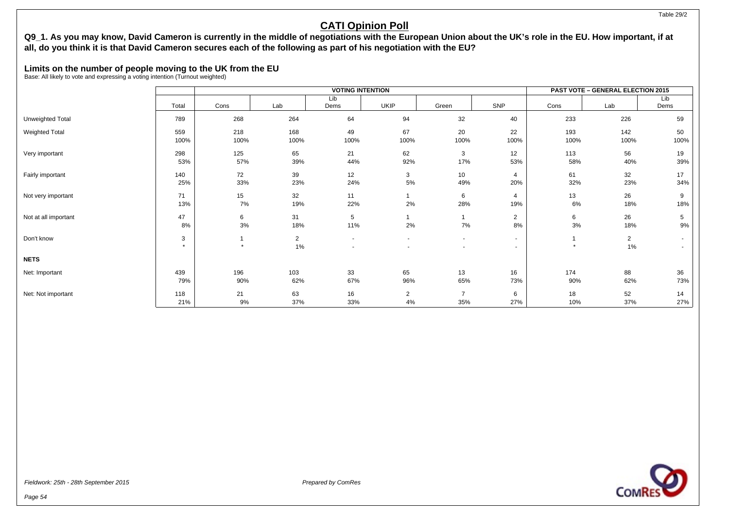Table 29/2

# CATI Opinion Poll

**Q9_1. As you may know, David Cameron is currently in the middle of negotiations with the European Union about the UK's role in the EU. How important, if at all, do you think it is that David Cameron secures each of the following as part of his negotiation with the EU?**

### Limits on the number of people moving to the UK from the EU

Base: All likely to vote and expressing a voting intention (Turnout weighted)

| | | VOTING INTENTION | | | | | | PAST VOTE – GENERAL ELECTION 2015 | | |
|---|---|---|---|---|---|---|---|---|---|---|
| | Total | Cons | Lab | Lib Dems | UKIP | Green | SNP | Cons | Lab | Lib Dems |
| Unweighted Total | 789 | 268 | 264 | 64 | 94 | 32 | 40 | 233 | 226 | 59 |
| Weighted Total | 559 | 218 | 168 | 49 | 67 | 20 | 22 | 193 | 142 | 50 |
| | 100% | 100% | 100% | 100% | 100% | 100% | 100% | 100% | 100% | 100% |
| Very important | 298 | 125 | 65 | 21 | 62 | 3 | 12 | 113 | 56 | 19 |
| | 53% | 57% | 39% | 44% | 92% | 17% | 53% | 58% | 40% | 39% |
| Fairly important | 140 | 72 | 39 | 12 | 3 | 10 | 4 | 61 | 32 | 17 |
| | 25% | 33% | 23% | 24% | 5% | 49% | 20% | 32% | 23% | 34% |
| Not very important | 71 | 15 | 32 | 11 | 1 | 6 | 4 | 13 | 26 | 9 |
| | 13% | 7% | 19% | 22% | 2% | 28% | 19% | 6% | 18% | 18% |
| Not at all important | 47 | 6 | 31 | 5 | 1 | 1 | 2 | 6 | 26 | 5 |
| | 8% | 3% | 18% | 11% | 2% | 7% | 8% | 3% | 18% | 9% |
| Don't know | 3 | 1 | 2 | - | - | - | - | 1 | 2 | - |
| | * | * | 1% | - | - | - | - | * | 1% | - |
| **NETS** | | | | | | | | | | |
| Net: Important | 439 | 196 | 103 | 33 | 65 | 13 | 16 | 174 | 88 | 36 |
| | 79% | 90% | 62% | 67% | 96% | 65% | 73% | 90% | 62% | 73% |
| Net: Not important | 118 | 21 | 63 | 16 | 2 | 7 | 6 | 18 | 52 | 14 |
| | 21% | 9% | 37% | 33% | 4% | 35% | 27% | 10% | 37% | 27% |

*Fieldwork: 25th - 28th September 2015*

*Prepared by ComRes*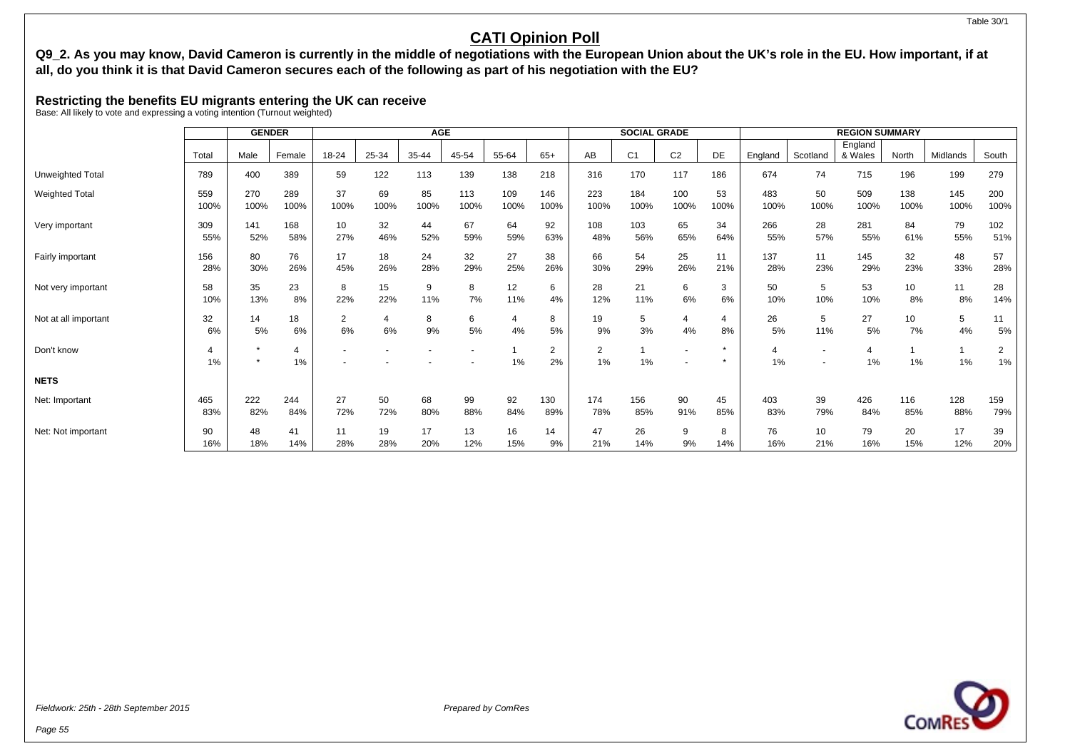# CATI Opinion Poll

**Q9_2. As you may know, David Cameron is currently in the middle of negotiations with the European Union about the UK's role in the EU. How important, if at all, do you think it is that David Cameron secures each of the following as part of his negotiation with the EU?**

## Restricting the benefits EU migrants entering the UK can receive

Base: All likely to vote and expressing a voting intention (Turnout weighted)

| | | GENDER | | AGE | | | | | | SOCIAL GRADE | | | | REGION SUMMARY | | | | | |
|---|---|---|---|---|---|---|---|---|---|---|---|---|---|---|---|---|---|---|---|
| | Total | Male | Female | 18-24 | 25-34 | 35-44 | 45-54 | 55-64 | 65+ | AB | C1 | C2 | DE | England | Scotland | England & Wales | North | Midlands | South |
| Unweighted Total | 789 | 400 | 389 | 59 | 122 | 113 | 139 | 138 | 218 | 316 | 170 | 117 | 186 | 674 | 74 | 715 | 196 | 199 | 279 |
| Weighted Total | 559 | 270 | 289 | 37 | 69 | 85 | 113 | 109 | 146 | 223 | 184 | 100 | 53 | 483 | 50 | 509 | 138 | 145 | 200 |
| | 100% | 100% | 100% | 100% | 100% | 100% | 100% | 100% | 100% | 100% | 100% | 100% | 100% | 100% | 100% | 100% | 100% | 100% | 100% |
| Very important | 309 | 141 | 168 | 10 | 32 | 44 | 67 | 64 | 92 | 108 | 103 | 65 | 34 | 266 | 28 | 281 | 84 | 79 | 102 |
| | 55% | 52% | 58% | 27% | 46% | 52% | 59% | 59% | 63% | 48% | 56% | 65% | 64% | 55% | 57% | 55% | 61% | 55% | 51% |
| Fairly important | 156 | 80 | 76 | 17 | 18 | 24 | 32 | 27 | 38 | 66 | 54 | 25 | 11 | 137 | 11 | 145 | 32 | 48 | 57 |
| | 28% | 30% | 26% | 45% | 26% | 28% | 29% | 25% | 26% | 30% | 29% | 26% | 21% | 28% | 23% | 29% | 23% | 33% | 28% |
| Not very important | 58 | 35 | 23 | 8 | 15 | 9 | 8 | 12 | 6 | 28 | 21 | 6 | 3 | 50 | 5 | 53 | 10 | 11 | 28 |
| | 10% | 13% | 8% | 22% | 22% | 11% | 7% | 11% | 4% | 12% | 11% | 6% | 6% | 10% | 10% | 10% | 8% | 8% | 14% |
| Not at all important | 32 | 14 | 18 | 2 | 4 | 8 | 6 | 4 | 8 | 19 | 5 | 4 | 4 | 26 | 5 | 27 | 10 | 5 | 11 |
| | 6% | 5% | 6% | 6% | 6% | 9% | 5% | 4% | 5% | 9% | 3% | 4% | 8% | 5% | 11% | 5% | 7% | 4% | 5% |
| Don't know | 4 | * | 4 | - | - | - | - | 1 | 2 | 2 | 1 | - | * | 4 | - | 4 | 1 | 1 | 2 |
| | 1% | * | 1% | - | - | - | - | 1% | 2% | 1% | 1% | - | * | 1% | - | 1% | 1% | 1% | 1% |
| **NETS** | | | | | | | | | | | | | | | | | | | |
| Net: Important | 465 | 222 | 244 | 27 | 50 | 68 | 99 | 92 | 130 | 174 | 156 | 90 | 45 | 403 | 39 | 426 | 116 | 128 | 159 |
| | 83% | 82% | 84% | 72% | 72% | 80% | 88% | 84% | 89% | 78% | 85% | 91% | 85% | 83% | 79% | 84% | 85% | 88% | 79% |
| Net: Not important | 90 | 48 | 41 | 11 | 19 | 17 | 13 | 16 | 14 | 47 | 26 | 9 | 8 | 76 | 10 | 79 | 20 | 17 | 39 |
| | 16% | 18% | 14% | 28% | 28% | 20% | 12% | 15% | 9% | 21% | 14% | 9% | 14% | 16% | 21% | 16% | 15% | 12% | 20% |

*Fieldwork: 25th - 28th September 2015*

*Prepared by ComRes*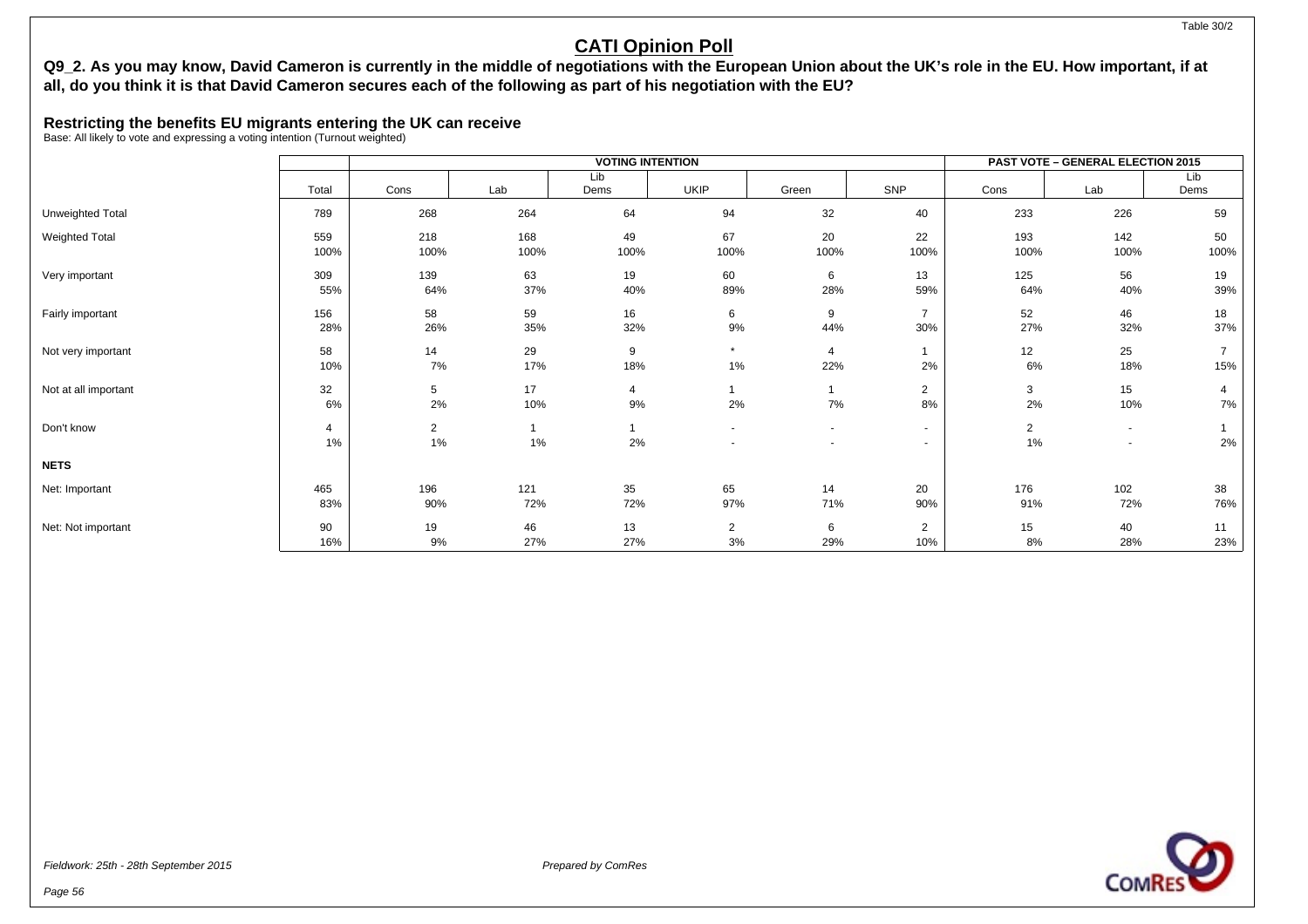# CATI Opinion Poll

**Q9_2. As you may know, David Cameron is currently in the middle of negotiations with the European Union about the UK's role in the EU. How important, if at all, do you think it is that David Cameron secures each of the following as part of his negotiation with the EU?**

## Restricting the benefits EU migrants entering the UK can receive

Base: All likely to vote and expressing a voting intention (Turnout weighted)

| | | VOTING INTENTION | | | | | | PAST VOTE – GENERAL ELECTION 2015 | | |
|---|---|---|---|---|---|---|---|---|---|---|
| | Total | Cons | Lab | Lib Dems | UKIP | Green | SNP | Cons | Lab | Lib Dems |
| Unweighted Total | 789 | 268 | 264 | 64 | 94 | 32 | 40 | 233 | 226 | 59 |
| Weighted Total | 559 | 218 | 168 | 49 | 67 | 20 | 22 | 193 | 142 | 50 |
| | 100% | 100% | 100% | 100% | 100% | 100% | 100% | 100% | 100% | 100% |
| Very important | 309 | 139 | 63 | 19 | 60 | 6 | 13 | 125 | 56 | 19 |
| | 55% | 64% | 37% | 40% | 89% | 28% | 59% | 64% | 40% | 39% |
| Fairly important | 156 | 58 | 59 | 16 | 6 | 9 | 7 | 52 | 46 | 18 |
| | 28% | 26% | 35% | 32% | 9% | 44% | 30% | 27% | 32% | 37% |
| Not very important | 58 | 14 | 29 | 9 | * | 4 | 1 | 12 | 25 | 7 |
| | 10% | 7% | 17% | 18% | 1% | 22% | 2% | 6% | 18% | 15% |
| Not at all important | 32 | 5 | 17 | 4 | 1 | 1 | 2 | 3 | 15 | 4 |
| | 6% | 2% | 10% | 9% | 2% | 7% | 8% | 2% | 10% | 7% |
| Don't know | 4 | 2 | 1 | 1 | - | - | - | 2 | - | 1 |
| | 1% | 1% | 1% | 2% | - | - | - | 1% | - | 2% |
| **NETS** | | | | | | | | | | |
| Net: Important | 465 | 196 | 121 | 35 | 65 | 14 | 20 | 176 | 102 | 38 |
| | 83% | 90% | 72% | 72% | 97% | 71% | 90% | 91% | 72% | 76% |
| Net: Not important | 90 | 19 | 46 | 13 | 2 | 6 | 2 | 15 | 40 | 11 |
| | 16% | 9% | 27% | 27% | 3% | 29% | 10% | 8% | 28% | 23% |

*Fieldwork: 25th - 28th September 2015*

*Prepared by ComRes*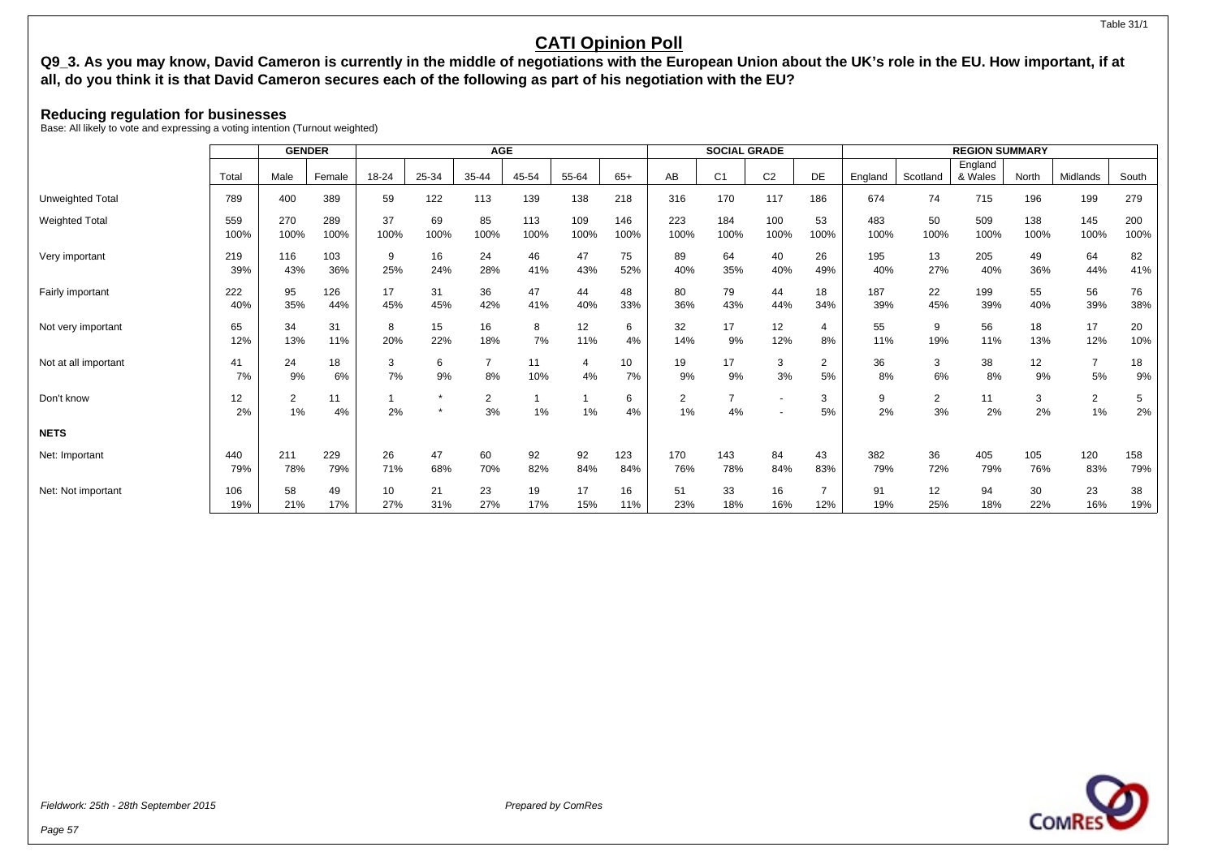# CATI Opinion Poll

**Q9_3. As you may know, David Cameron is currently in the middle of negotiations with the European Union about the UK's role in the EU. How important, if at all, do you think it is that David Cameron secures each of the following as part of his negotiation with the EU?**

### Reducing regulation for businesses

Base: All likely to vote and expressing a voting intention (Turnout weighted)

| | | GENDER | | AGE | | | | | | SOCIAL GRADE | | | | REGION SUMMARY | | | | | |
|---|---|---|---|---|---|---|---|---|---|---|---|---|---|---|---|---|---|---|---|
| | Total | Male | Female | 18-24 | 25-34 | 35-44 | 45-54 | 55-64 | 65+ | AB | C1 | C2 | DE | England | Scotland | England & Wales | North | Midlands | South |
| Unweighted Total | 789 | 400 | 389 | 59 | 122 | 113 | 139 | 138 | 218 | 316 | 170 | 117 | 186 | 674 | 74 | 715 | 196 | 199 | 279 |
| Weighted Total | 559 | 270 | 289 | 37 | 69 | 85 | 113 | 109 | 146 | 223 | 184 | 100 | 53 | 483 | 50 | 509 | 138 | 145 | 200 |
| | 100% | 100% | 100% | 100% | 100% | 100% | 100% | 100% | 100% | 100% | 100% | 100% | 100% | 100% | 100% | 100% | 100% | 100% | 100% |
| Very important | 219 | 116 | 103 | 9 | 16 | 24 | 46 | 47 | 75 | 89 | 64 | 40 | 26 | 195 | 13 | 205 | 49 | 64 | 82 |
| | 39% | 43% | 36% | 25% | 24% | 28% | 41% | 43% | 52% | 40% | 35% | 40% | 49% | 40% | 27% | 40% | 36% | 44% | 41% |
| Fairly important | 222 | 95 | 126 | 17 | 31 | 36 | 47 | 44 | 48 | 80 | 79 | 44 | 18 | 187 | 22 | 199 | 55 | 56 | 76 |
| | 40% | 35% | 44% | 45% | 45% | 42% | 41% | 40% | 33% | 36% | 43% | 44% | 34% | 39% | 45% | 39% | 40% | 39% | 38% |
| Not very important | 65 | 34 | 31 | 8 | 15 | 16 | 8 | 12 | 6 | 32 | 17 | 12 | 4 | 55 | 9 | 56 | 18 | 17 | 20 |
| | 12% | 13% | 11% | 20% | 22% | 18% | 7% | 11% | 4% | 14% | 9% | 12% | 8% | 11% | 19% | 11% | 13% | 12% | 10% |
| Not at all important | 41 | 24 | 18 | 3 | 6 | 7 | 11 | 4 | 10 | 19 | 17 | 3 | 2 | 36 | 3 | 38 | 12 | 7 | 18 |
| | 7% | 9% | 6% | 7% | 9% | 8% | 10% | 4% | 7% | 9% | 9% | 3% | 5% | 8% | 6% | 8% | 9% | 5% | 9% |
| Don't know | 12 | 2 | 11 | 1 | * | 2 | 1 | 1 | 6 | 2 | 7 | - | 3 | 9 | 2 | 11 | 3 | 2 | 5 |
| | 2% | 1% | 4% | 2% | * | 3% | 1% | 1% | 4% | 1% | 4% | - | 5% | 2% | 3% | 2% | 2% | 1% | 2% |
| **NETS** | | | | | | | | | | | | | | | | | | | |
| Net: Important | 440 | 211 | 229 | 26 | 47 | 60 | 92 | 92 | 123 | 170 | 143 | 84 | 43 | 382 | 36 | 405 | 105 | 120 | 158 |
| | 79% | 78% | 79% | 71% | 68% | 70% | 82% | 84% | 84% | 76% | 78% | 84% | 83% | 79% | 72% | 79% | 76% | 83% | 79% |
| Net: Not important | 106 | 58 | 49 | 10 | 21 | 23 | 19 | 17 | 16 | 51 | 33 | 16 | 7 | 91 | 12 | 94 | 30 | 23 | 38 |
| | 19% | 21% | 17% | 27% | 31% | 27% | 17% | 15% | 11% | 23% | 18% | 16% | 12% | 19% | 25% | 18% | 22% | 16% | 19% |

*Fieldwork: 25th - 28th September 2015*

*Prepared by ComRes*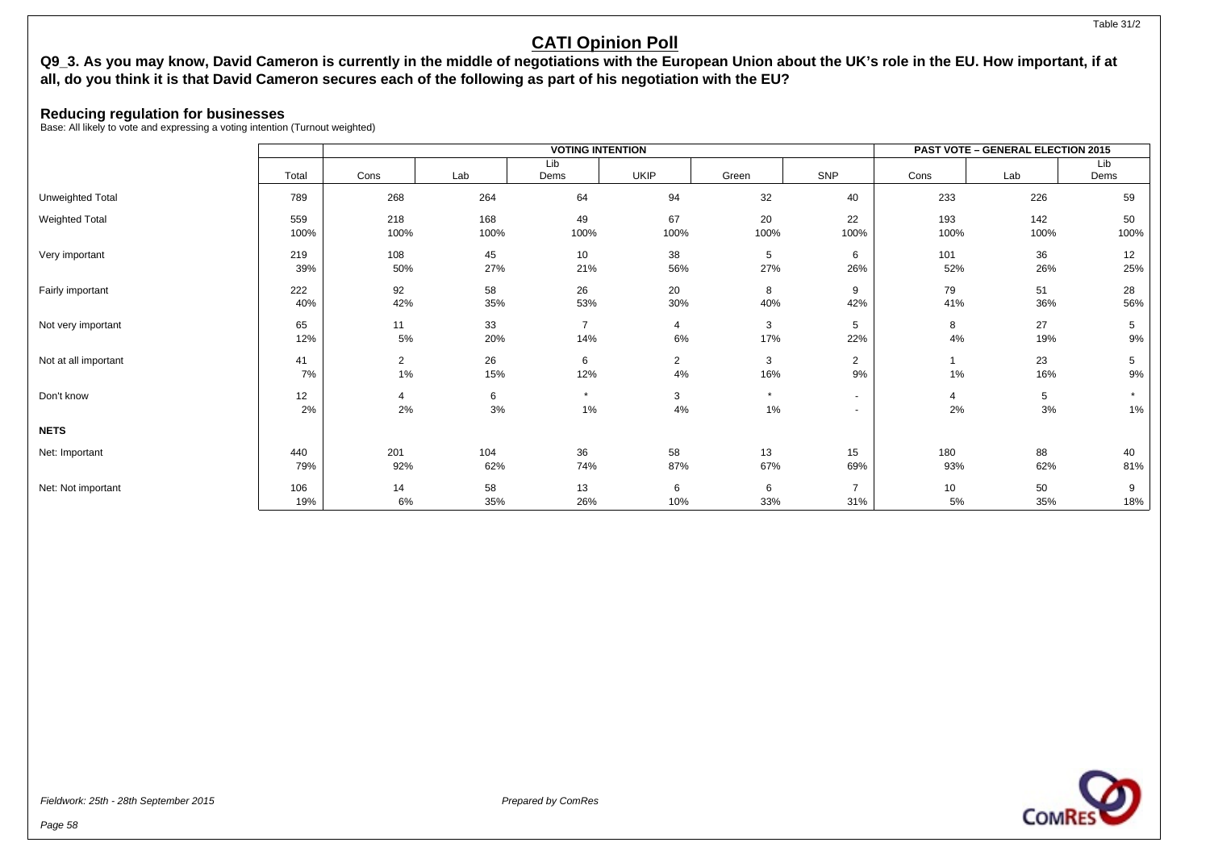# CATI Opinion Poll

**Q9_3. As you may know, David Cameron is currently in the middle of negotiations with the European Union about the UK's role in the EU. How important, if at all, do you think it is that David Cameron secures each of the following as part of his negotiation with the EU?**

## Reducing regulation for businesses

Base: All likely to vote and expressing a voting intention (Turnout weighted)

| | | VOTING INTENTION | | | | | | PAST VOTE – GENERAL ELECTION 2015 | | |
|---|---|---|---|---|---|---|---|---|---|---|
| | Total | Cons | Lab | Lib Dems | UKIP | Green | SNP | Cons | Lab | Lib Dems |
| Unweighted Total | 789 | 268 | 264 | 64 | 94 | 32 | 40 | 233 | 226 | 59 |
| Weighted Total | 559 | 218 | 168 | 49 | 67 | 20 | 22 | 193 | 142 | 50 |
| | 100% | 100% | 100% | 100% | 100% | 100% | 100% | 100% | 100% | 100% |
| Very important | 219 | 108 | 45 | 10 | 38 | 5 | 6 | 101 | 36 | 12 |
| | 39% | 50% | 27% | 21% | 56% | 27% | 26% | 52% | 26% | 25% |
| Fairly important | 222 | 92 | 58 | 26 | 20 | 8 | 9 | 79 | 51 | 28 |
| | 40% | 42% | 35% | 53% | 30% | 40% | 42% | 41% | 36% | 56% |
| Not very important | 65 | 11 | 33 | 7 | 4 | 3 | 5 | 8 | 27 | 5 |
| | 12% | 5% | 20% | 14% | 6% | 17% | 22% | 4% | 19% | 9% |
| Not at all important | 41 | 2 | 26 | 6 | 2 | 3 | 2 | 1 | 23 | 5 |
| | 7% | 1% | 15% | 12% | 4% | 16% | 9% | 1% | 16% | 9% |
| Don't know | 12 | 4 | 6 | * | 3 | * | - | 4 | 5 | * |
| | 2% | 2% | 3% | 1% | 4% | 1% | - | 2% | 3% | 1% |
| **NETS** | | | | | | | | | | |
| Net: Important | 440 | 201 | 104 | 36 | 58 | 13 | 15 | 180 | 88 | 40 |
| | 79% | 92% | 62% | 74% | 87% | 67% | 69% | 93% | 62% | 81% |
| Net: Not important | 106 | 14 | 58 | 13 | 6 | 6 | 7 | 10 | 50 | 9 |
| | 19% | 6% | 35% | 26% | 10% | 33% | 31% | 5% | 35% | 18% |

*Fieldwork: 25th - 28th September 2015*

*Prepared by ComRes*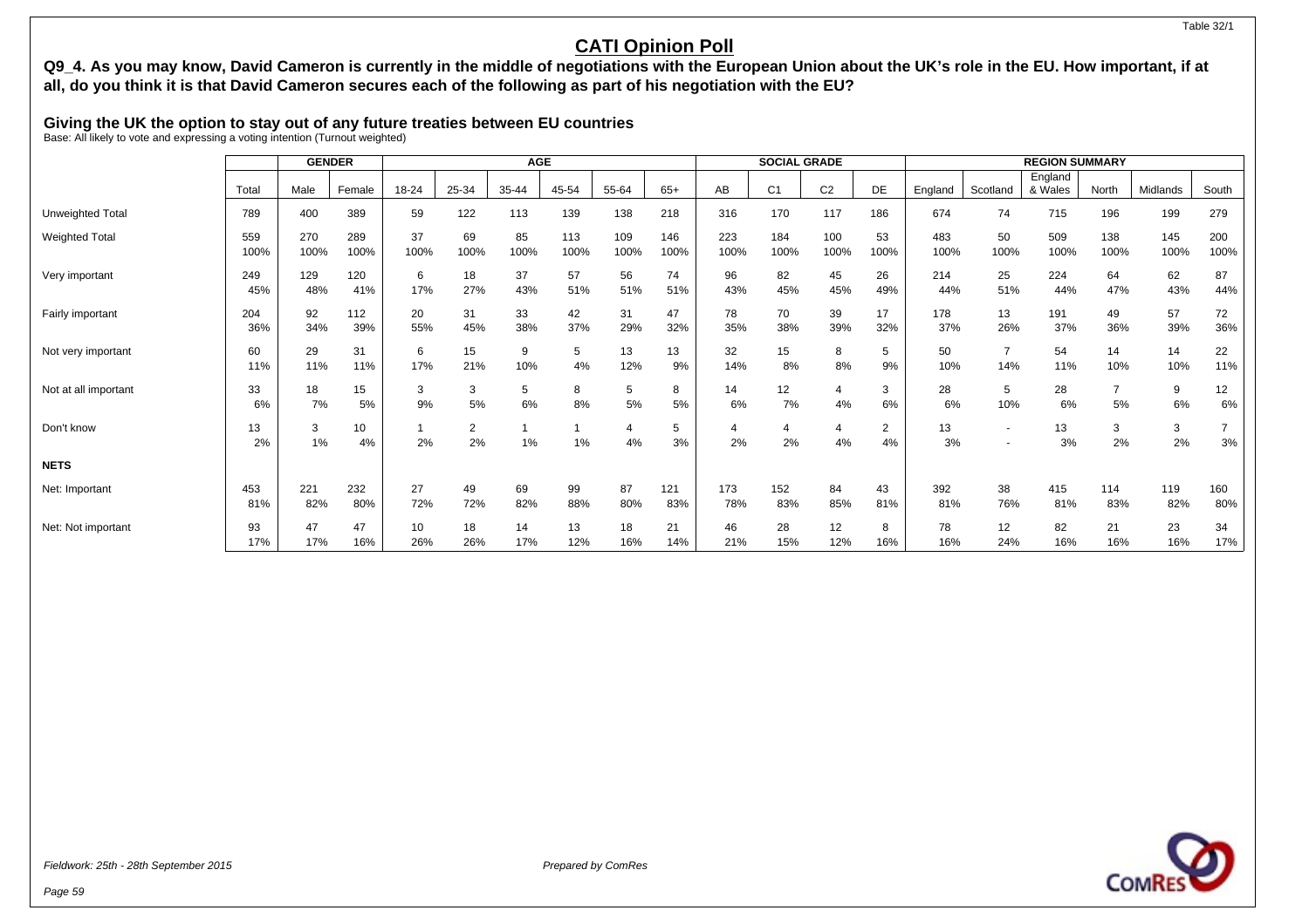Table 32/1

# CATI Opinion Poll

**Q9_4. As you may know, David Cameron is currently in the middle of negotiations with the European Union about the UK's role in the EU. How important, if at all, do you think it is that David Cameron secures each of the following as part of his negotiation with the EU?**

**Giving the UK the option to stay out of any future treaties between EU countries**

Base: All likely to vote and expressing a voting intention (Turnout weighted)

| | | GENDER | | AGE | | | | | | SOCIAL GRADE | | | | REGION SUMMARY | | | | | |
|---|---|---|---|---|---|---|---|---|---|---|---|---|---|---|---|---|---|---|---|
| | Total | Male | Female | 18-24 | 25-34 | 35-44 | 45-54 | 55-64 | 65+ | AB | C1 | C2 | DE | England | Scotland | England & Wales | North | Midlands | South |
| Unweighted Total | 789 | 400 | 389 | 59 | 122 | 113 | 139 | 138 | 218 | 316 | 170 | 117 | 186 | 674 | 74 | 715 | 196 | 199 | 279 |
| Weighted Total | 559 | 270 | 289 | 37 | 69 | 85 | 113 | 109 | 146 | 223 | 184 | 100 | 53 | 483 | 50 | 509 | 138 | 145 | 200 |
| | 100% | 100% | 100% | 100% | 100% | 100% | 100% | 100% | 100% | 100% | 100% | 100% | 100% | 100% | 100% | 100% | 100% | 100% | 100% |
| Very important | 249 | 129 | 120 | 6 | 18 | 37 | 57 | 56 | 74 | 96 | 82 | 45 | 26 | 214 | 25 | 224 | 64 | 62 | 87 |
| | 45% | 48% | 41% | 17% | 27% | 43% | 51% | 51% | 51% | 43% | 45% | 45% | 49% | 44% | 51% | 44% | 47% | 43% | 44% |
| Fairly important | 204 | 92 | 112 | 20 | 31 | 33 | 42 | 31 | 47 | 78 | 70 | 39 | 17 | 178 | 13 | 191 | 49 | 57 | 72 |
| | 36% | 34% | 39% | 55% | 45% | 38% | 37% | 29% | 32% | 35% | 38% | 39% | 32% | 37% | 26% | 37% | 36% | 39% | 36% |
| Not very important | 60 | 29 | 31 | 6 | 15 | 9 | 5 | 13 | 13 | 32 | 15 | 8 | 5 | 50 | 7 | 54 | 14 | 14 | 22 |
| | 11% | 11% | 11% | 17% | 21% | 10% | 4% | 12% | 9% | 14% | 8% | 8% | 9% | 10% | 14% | 11% | 10% | 10% | 11% |
| Not at all important | 33 | 18 | 15 | 3 | 3 | 5 | 8 | 5 | 8 | 14 | 12 | 4 | 3 | 28 | 5 | 28 | 7 | 9 | 12 |
| | 6% | 7% | 5% | 9% | 5% | 6% | 8% | 5% | 5% | 6% | 7% | 4% | 6% | 6% | 10% | 6% | 5% | 6% | 6% |
| Don't know | 13 | 3 | 10 | 1 | 2 | 1 | 1 | 4 | 5 | 4 | 4 | 4 | 2 | 13 | - | 13 | 3 | 3 | 7 |
| | 2% | 1% | 4% | 2% | 2% | 1% | 1% | 4% | 3% | 2% | 2% | 4% | 4% | 3% | - | 3% | 2% | 2% | 3% |
| **NETS** | | | | | | | | | | | | | | | | | | | |
| Net: Important | 453 | 221 | 232 | 27 | 49 | 69 | 99 | 87 | 121 | 173 | 152 | 84 | 43 | 392 | 38 | 415 | 114 | 119 | 160 |
| | 81% | 82% | 80% | 72% | 72% | 82% | 88% | 80% | 83% | 78% | 83% | 85% | 81% | 81% | 76% | 81% | 83% | 82% | 80% |
| Net: Not important | 93 | 47 | 47 | 10 | 18 | 14 | 13 | 18 | 21 | 46 | 28 | 12 | 8 | 78 | 12 | 82 | 21 | 23 | 34 |
| | 17% | 17% | 16% | 26% | 26% | 17% | 12% | 16% | 14% | 21% | 15% | 12% | 16% | 16% | 24% | 16% | 16% | 16% | 17% |

*Fieldwork: 25th - 28th September 2015*

*Prepared by ComRes*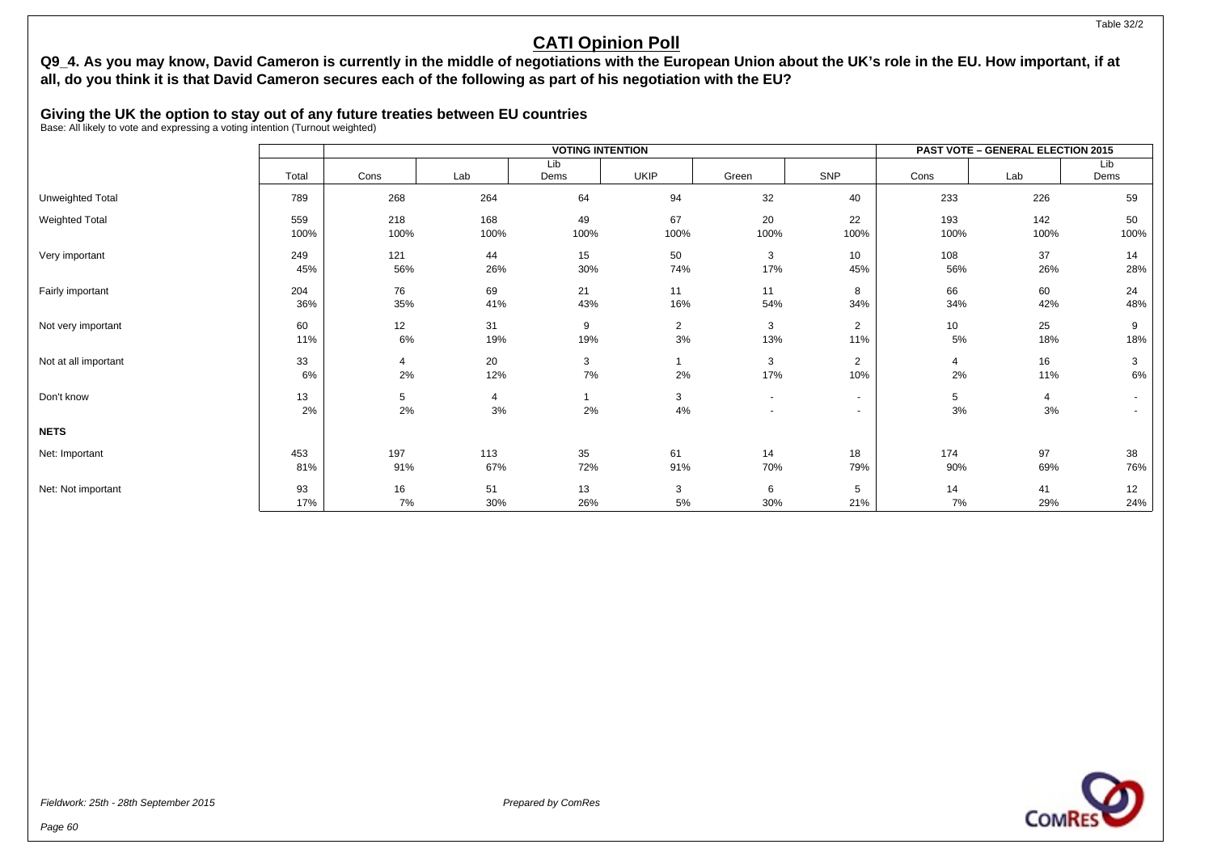# CATI Opinion Poll

**Q9_4. As you may know, David Cameron is currently in the middle of negotiations with the European Union about the UK's role in the EU. How important, if at all, do you think it is that David Cameron secures each of the following as part of his negotiation with the EU?**

## Giving the UK the option to stay out of any future treaties between EU countries

Base: All likely to vote and expressing a voting intention (Turnout weighted)

| | | VOTING INTENTION | | | | | | PAST VOTE – GENERAL ELECTION 2015 | | |
|---|---|---|---|---|---|---|---|---|---|---|
| | Total | Cons | Lab | Lib Dems | UKIP | Green | SNP | Cons | Lab | Lib Dems |
| Unweighted Total | 789 | 268 | 264 | 64 | 94 | 32 | 40 | 233 | 226 | 59 |
| Weighted Total | 559 | 218 | 168 | 49 | 67 | 20 | 22 | 193 | 142 | 50 |
| | 100% | 100% | 100% | 100% | 100% | 100% | 100% | 100% | 100% | 100% |
| Very important | 249 | 121 | 44 | 15 | 50 | 3 | 10 | 108 | 37 | 14 |
| | 45% | 56% | 26% | 30% | 74% | 17% | 45% | 56% | 26% | 28% |
| Fairly important | 204 | 76 | 69 | 21 | 11 | 11 | 8 | 66 | 60 | 24 |
| | 36% | 35% | 41% | 43% | 16% | 54% | 34% | 34% | 42% | 48% |
| Not very important | 60 | 12 | 31 | 9 | 2 | 3 | 2 | 10 | 25 | 9 |
| | 11% | 6% | 19% | 19% | 3% | 13% | 11% | 5% | 18% | 18% |
| Not at all important | 33 | 4 | 20 | 3 | 1 | 3 | 2 | 4 | 16 | 3 |
| | 6% | 2% | 12% | 7% | 2% | 17% | 10% | 2% | 11% | 6% |
| Don't know | 13 | 5 | 4 | 1 | 3 | - | - | 5 | 4 | - |
| | 2% | 2% | 3% | 2% | 4% | - | - | 3% | 3% | - |
| **NETS** | | | | | | | | | | |
| Net: Important | 453 | 197 | 113 | 35 | 61 | 14 | 18 | 174 | 97 | 38 |
| | 81% | 91% | 67% | 72% | 91% | 70% | 79% | 90% | 69% | 76% |
| Net: Not important | 93 | 16 | 51 | 13 | 3 | 6 | 5 | 14 | 41 | 12 |
| | 17% | 7% | 30% | 26% | 5% | 30% | 21% | 7% | 29% | 24% |

*Fieldwork: 25th - 28th September 2015*

*Prepared by ComRes*